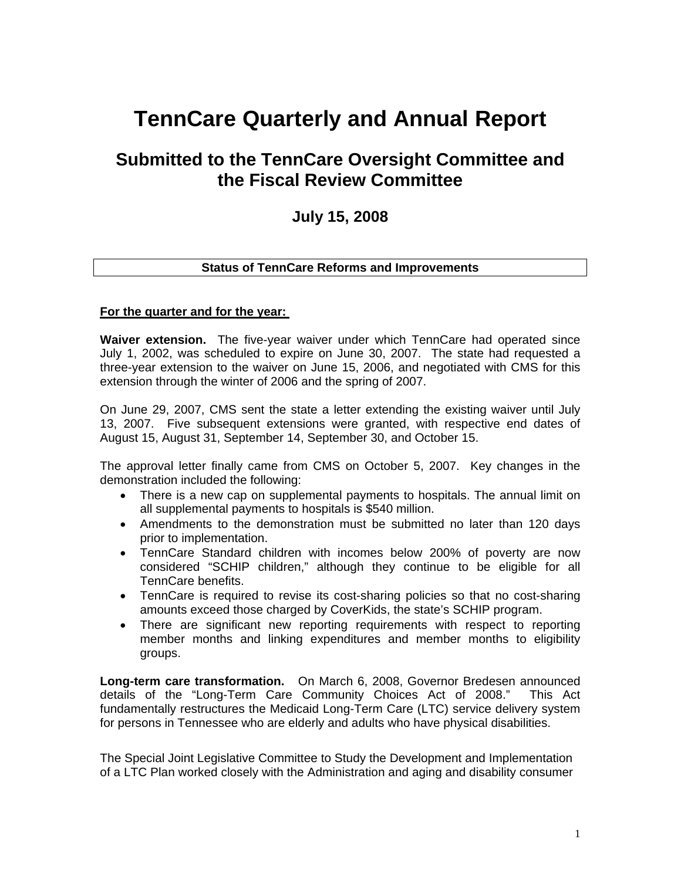# TennCare Quarterly and Annual Report

## Submitted to the TennCare Oversight Committee and the Fiscal Review Committee

### July 15, 2008

**Status of TennCare Reforms and Improvements**

**For the quarter and for the year:**

**Waiver extension.** The five-year waiver under which TennCare had operated since July 1, 2002, was scheduled to expire on June 30, 2007. The state had requested a three-year extension to the waiver on June 15, 2006, and negotiated with CMS for this extension through the winter of 2006 and the spring of 2007.

On June 29, 2007, CMS sent the state a letter extending the existing waiver until July 13, 2007. Five subsequent extensions were granted, with respective end dates of August 15, August 31, September 14, September 30, and October 15.

The approval letter finally came from CMS on October 5, 2007. Key changes in the demonstration included the following:

- There is a new cap on supplemental payments to hospitals. The annual limit on all supplemental payments to hospitals is $540 million.
- Amendments to the demonstration must be submitted no later than 120 days prior to implementation.
- TennCare Standard children with incomes below 200% of poverty are now considered "SCHIP children," although they continue to be eligible for all TennCare benefits.
- TennCare is required to revise its cost-sharing policies so that no cost-sharing amounts exceed those charged by CoverKids, the state's SCHIP program.
- There are significant new reporting requirements with respect to reporting member months and linking expenditures and member months to eligibility groups.

**Long-term care transformation.** On March 6, 2008, Governor Bredesen announced details of the "Long-Term Care Community Choices Act of 2008." This Act fundamentally restructures the Medicaid Long-Term Care (LTC) service delivery system for persons in Tennessee who are elderly and adults who have physical disabilities.

The Special Joint Legislative Committee to Study the Development and Implementation of a LTC Plan worked closely with the Administration and aging and disability consumer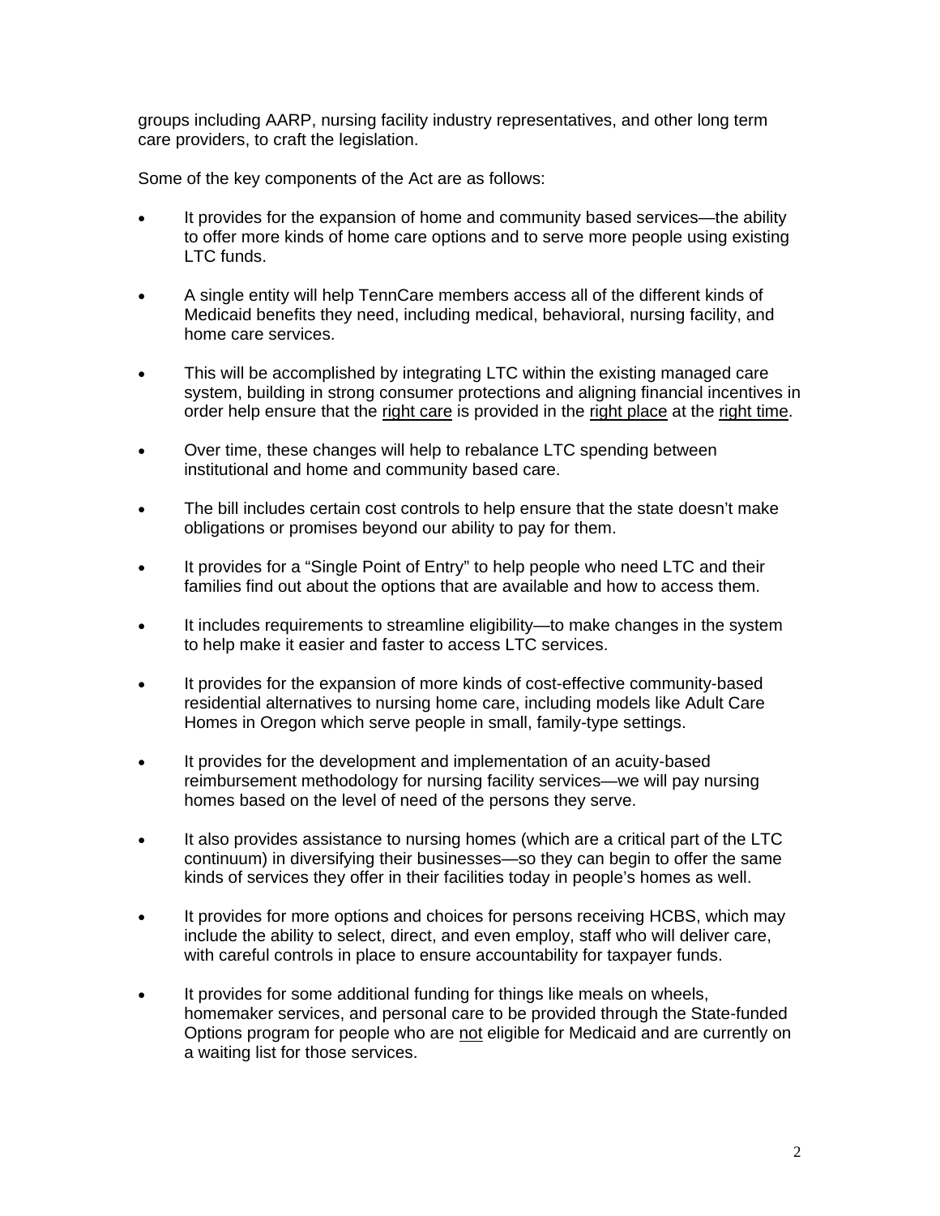groups including AARP, nursing facility industry representatives, and other long term care providers, to craft the legislation.

Some of the key components of the Act are as follows:

- It provides for the expansion of home and community based services—the ability to offer more kinds of home care options and to serve more people using existing LTC funds.

- A single entity will help TennCare members access all of the different kinds of Medicaid benefits they need, including medical, behavioral, nursing facility, and home care services.

- This will be accomplished by integrating LTC within the existing managed care system, building in strong consumer protections and aligning financial incentives in order help ensure that the <u>right care</u> is provided in the <u>right place</u> at the <u>right time</u>.

- Over time, these changes will help to rebalance LTC spending between institutional and home and community based care.

- The bill includes certain cost controls to help ensure that the state doesn't make obligations or promises beyond our ability to pay for them.

- It provides for a "Single Point of Entry" to help people who need LTC and their families find out about the options that are available and how to access them.

- It includes requirements to streamline eligibility—to make changes in the system to help make it easier and faster to access LTC services.

- It provides for the expansion of more kinds of cost-effective community-based residential alternatives to nursing home care, including models like Adult Care Homes in Oregon which serve people in small, family-type settings.

- It provides for the development and implementation of an acuity-based reimbursement methodology for nursing facility services—we will pay nursing homes based on the level of need of the persons they serve.

- It also provides assistance to nursing homes (which are a critical part of the LTC continuum) in diversifying their businesses—so they can begin to offer the same kinds of services they offer in their facilities today in people's homes as well.

- It provides for more options and choices for persons receiving HCBS, which may include the ability to select, direct, and even employ, staff who will deliver care, with careful controls in place to ensure accountability for taxpayer funds.

- It provides for some additional funding for things like meals on wheels, homemaker services, and personal care to be provided through the State-funded Options program for people who are <u>not</u> eligible for Medicaid and are currently on a waiting list for those services.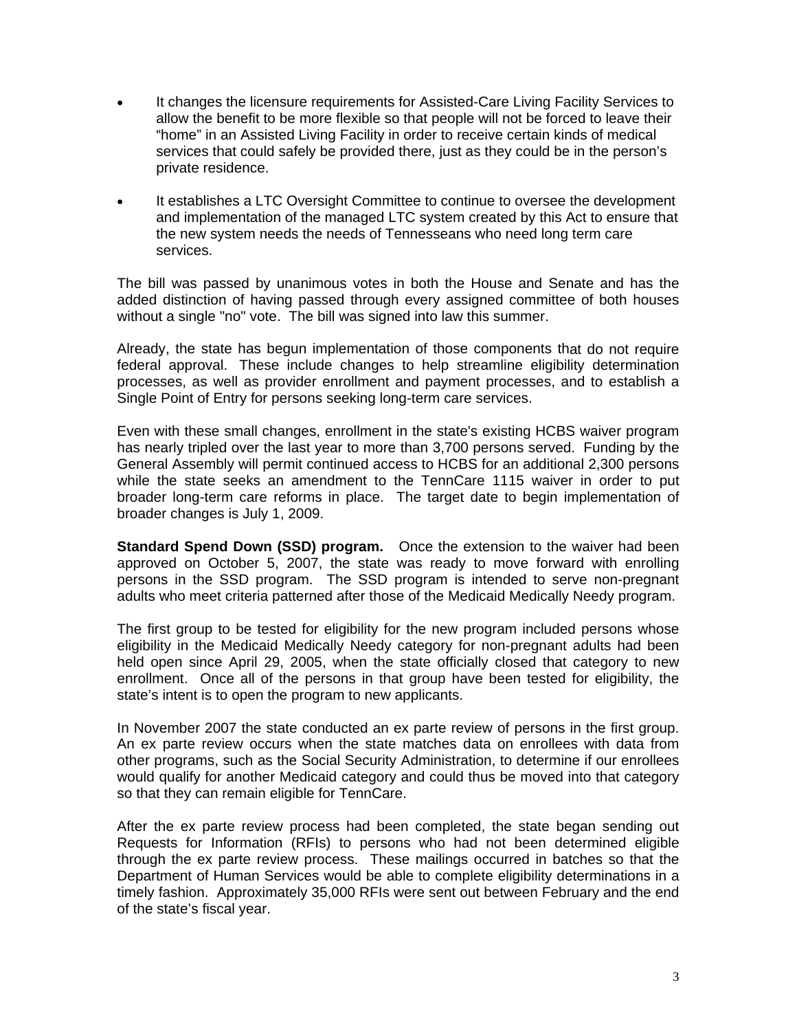- It changes the licensure requirements for Assisted-Care Living Facility Services to allow the benefit to be more flexible so that people will not be forced to leave their "home" in an Assisted Living Facility in order to receive certain kinds of medical services that could safely be provided there, just as they could be in the person's private residence.

- It establishes a LTC Oversight Committee to continue to oversee the development and implementation of the managed LTC system created by this Act to ensure that the new system needs the needs of Tennesseans who need long term care services.

The bill was passed by unanimous votes in both the House and Senate and has the added distinction of having passed through every assigned committee of both houses without a single "no" vote. The bill was signed into law this summer.

Already, the state has begun implementation of those components that do not require federal approval. These include changes to help streamline eligibility determination processes, as well as provider enrollment and payment processes, and to establish a Single Point of Entry for persons seeking long-term care services.

Even with these small changes, enrollment in the state's existing HCBS waiver program has nearly tripled over the last year to more than 3,700 persons served. Funding by the General Assembly will permit continued access to HCBS for an additional 2,300 persons while the state seeks an amendment to the TennCare 1115 waiver in order to put broader long-term care reforms in place. The target date to begin implementation of broader changes is July 1, 2009.

**Standard Spend Down (SSD) program.** Once the extension to the waiver had been approved on October 5, 2007, the state was ready to move forward with enrolling persons in the SSD program. The SSD program is intended to serve non-pregnant adults who meet criteria patterned after those of the Medicaid Medically Needy program.

The first group to be tested for eligibility for the new program included persons whose eligibility in the Medicaid Medically Needy category for non-pregnant adults had been held open since April 29, 2005, when the state officially closed that category to new enrollment. Once all of the persons in that group have been tested for eligibility, the state's intent is to open the program to new applicants.

In November 2007 the state conducted an ex parte review of persons in the first group. An ex parte review occurs when the state matches data on enrollees with data from other programs, such as the Social Security Administration, to determine if our enrollees would qualify for another Medicaid category and could thus be moved into that category so that they can remain eligible for TennCare.

After the ex parte review process had been completed, the state began sending out Requests for Information (RFIs) to persons who had not been determined eligible through the ex parte review process. These mailings occurred in batches so that the Department of Human Services would be able to complete eligibility determinations in a timely fashion. Approximately 35,000 RFIs were sent out between February and the end of the state's fiscal year.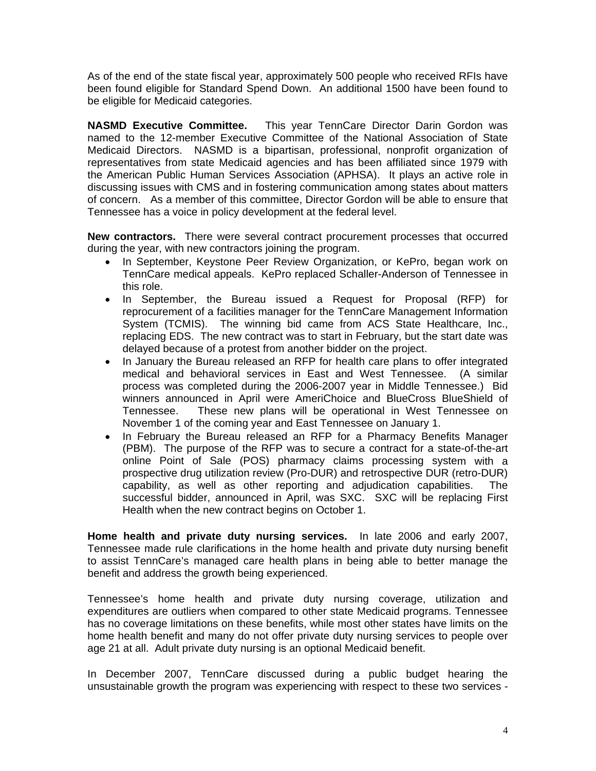As of the end of the state fiscal year, approximately 500 people who received RFIs have been found eligible for Standard Spend Down. An additional 1500 have been found to be eligible for Medicaid categories.

**NASMD Executive Committee.** This year TennCare Director Darin Gordon was named to the 12-member Executive Committee of the National Association of State Medicaid Directors. NASMD is a bipartisan, professional, nonprofit organization of representatives from state Medicaid agencies and has been affiliated since 1979 with the American Public Human Services Association (APHSA). It plays an active role in discussing issues with CMS and in fostering communication among states about matters of concern. As a member of this committee, Director Gordon will be able to ensure that Tennessee has a voice in policy development at the federal level.

**New contractors.** There were several contract procurement processes that occurred during the year, with new contractors joining the program.

- In September, Keystone Peer Review Organization, or KePro, began work on TennCare medical appeals. KePro replaced Schaller-Anderson of Tennessee in this role.
- In September, the Bureau issued a Request for Proposal (RFP) for reprocurement of a facilities manager for the TennCare Management Information System (TCMIS). The winning bid came from ACS State Healthcare, Inc., replacing EDS. The new contract was to start in February, but the start date was delayed because of a protest from another bidder on the project.
- In January the Bureau released an RFP for health care plans to offer integrated medical and behavioral services in East and West Tennessee. (A similar process was completed during the 2006-2007 year in Middle Tennessee.) Bid winners announced in April were AmeriChoice and BlueCross BlueShield of Tennessee. These new plans will be operational in West Tennessee on November 1 of the coming year and East Tennessee on January 1.
- In February the Bureau released an RFP for a Pharmacy Benefits Manager (PBM). The purpose of the RFP was to secure a contract for a state-of-the-art online Point of Sale (POS) pharmacy claims processing system with a prospective drug utilization review (Pro-DUR) and retrospective DUR (retro-DUR) capability, as well as other reporting and adjudication capabilities. The successful bidder, announced in April, was SXC. SXC will be replacing First Health when the new contract begins on October 1.

**Home health and private duty nursing services.** In late 2006 and early 2007, Tennessee made rule clarifications in the home health and private duty nursing benefit to assist TennCare's managed care health plans in being able to better manage the benefit and address the growth being experienced.

Tennessee's home health and private duty nursing coverage, utilization and expenditures are outliers when compared to other state Medicaid programs. Tennessee has no coverage limitations on these benefits, while most other states have limits on the home health benefit and many do not offer private duty nursing services to people over age 21 at all. Adult private duty nursing is an optional Medicaid benefit.

In December 2007, TennCare discussed during a public budget hearing the unsustainable growth the program was experiencing with respect to these two services -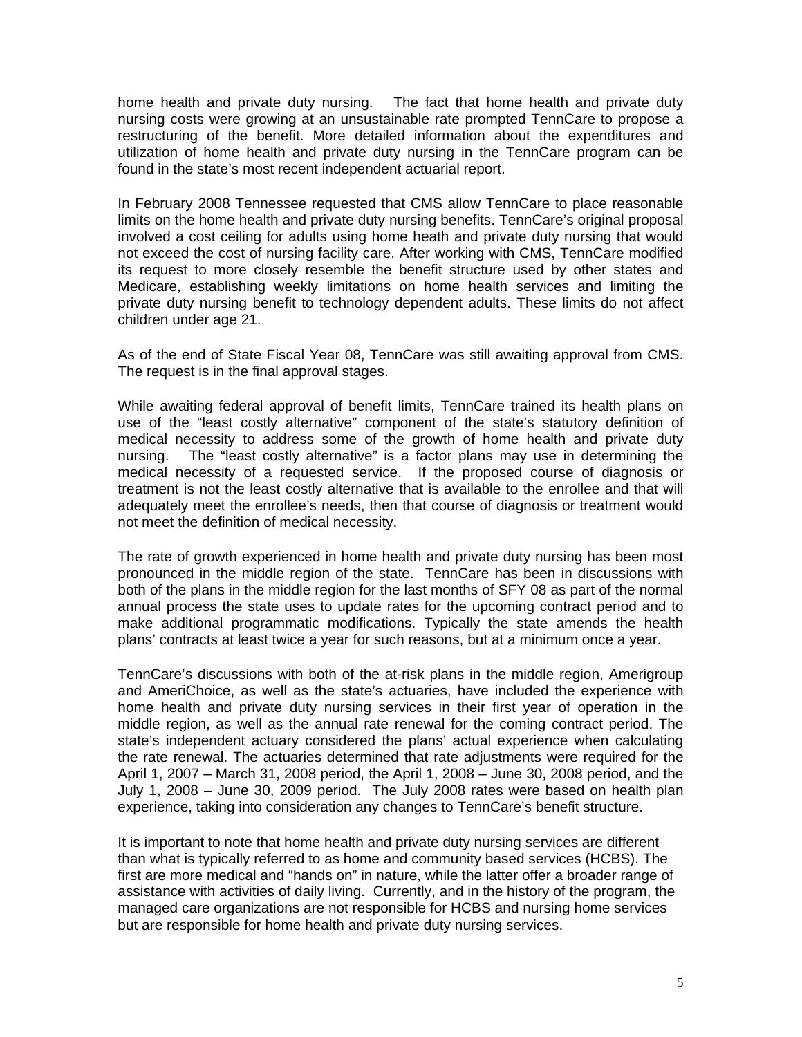home health and private duty nursing. The fact that home health and private duty nursing costs were growing at an unsustainable rate prompted TennCare to propose a restructuring of the benefit. More detailed information about the expenditures and utilization of home health and private duty nursing in the TennCare program can be found in the state's most recent independent actuarial report.

In February 2008 Tennessee requested that CMS allow TennCare to place reasonable limits on the home health and private duty nursing benefits. TennCare's original proposal involved a cost ceiling for adults using home heath and private duty nursing that would not exceed the cost of nursing facility care. After working with CMS, TennCare modified its request to more closely resemble the benefit structure used by other states and Medicare, establishing weekly limitations on home health services and limiting the private duty nursing benefit to technology dependent adults. These limits do not affect children under age 21.

As of the end of State Fiscal Year 08, TennCare was still awaiting approval from CMS. The request is in the final approval stages.

While awaiting federal approval of benefit limits, TennCare trained its health plans on use of the "least costly alternative" component of the state's statutory definition of medical necessity to address some of the growth of home health and private duty nursing. The "least costly alternative" is a factor plans may use in determining the medical necessity of a requested service. If the proposed course of diagnosis or treatment is not the least costly alternative that is available to the enrollee and that will adequately meet the enrollee's needs, then that course of diagnosis or treatment would not meet the definition of medical necessity.

The rate of growth experienced in home health and private duty nursing has been most pronounced in the middle region of the state. TennCare has been in discussions with both of the plans in the middle region for the last months of SFY 08 as part of the normal annual process the state uses to update rates for the upcoming contract period and to make additional programmatic modifications. Typically the state amends the health plans' contracts at least twice a year for such reasons, but at a minimum once a year.

TennCare's discussions with both of the at-risk plans in the middle region, Amerigroup and AmeriChoice, as well as the state's actuaries, have included the experience with home health and private duty nursing services in their first year of operation in the middle region, as well as the annual rate renewal for the coming contract period. The state's independent actuary considered the plans' actual experience when calculating the rate renewal. The actuaries determined that rate adjustments were required for the April 1, 2007 – March 31, 2008 period, the April 1, 2008 – June 30, 2008 period, and the July 1, 2008 – June 30, 2009 period. The July 2008 rates were based on health plan experience, taking into consideration any changes to TennCare's benefit structure.

It is important to note that home health and private duty nursing services are different than what is typically referred to as home and community based services (HCBS). The first are more medical and "hands on" in nature, while the latter offer a broader range of assistance with activities of daily living. Currently, and in the history of the program, the managed care organizations are not responsible for HCBS and nursing home services but are responsible for home health and private duty nursing services.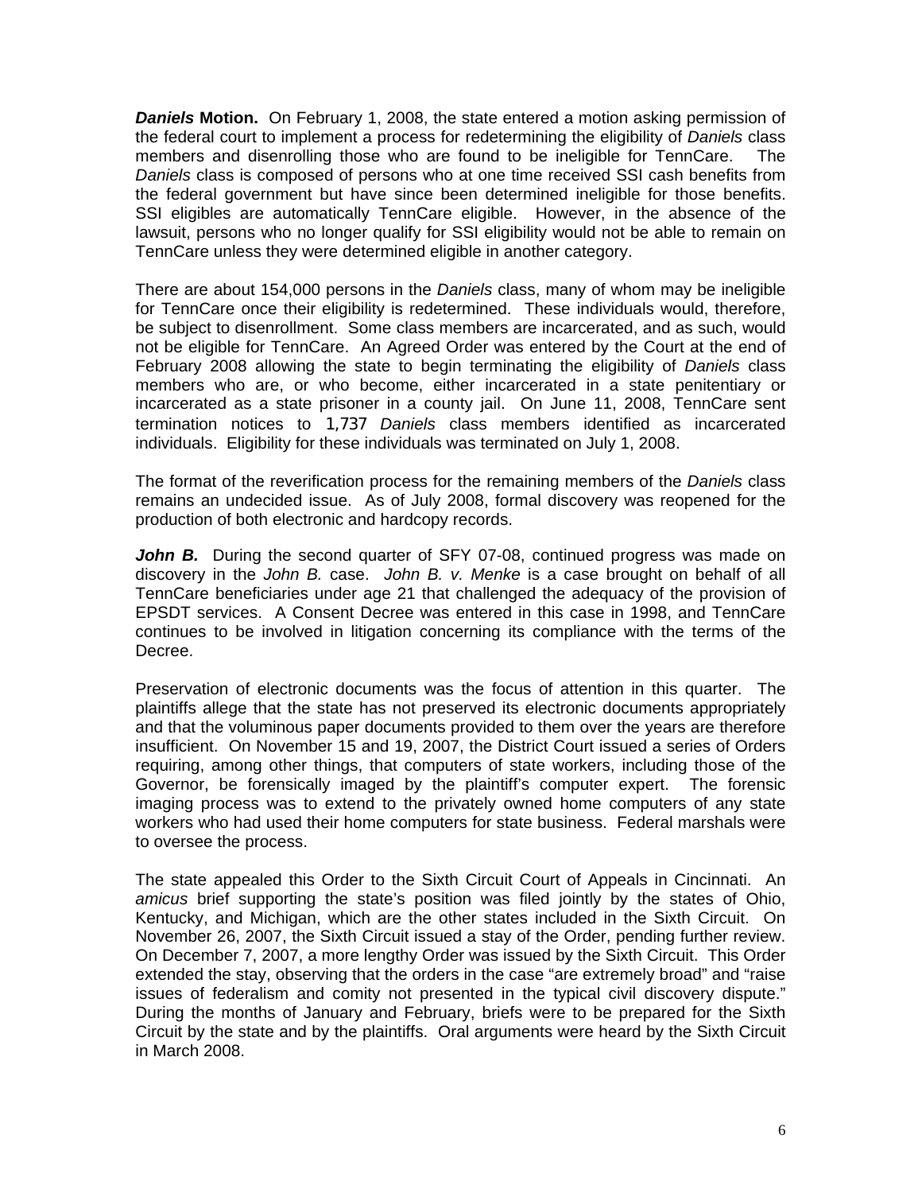***Daniels* Motion.** On February 1, 2008, the state entered a motion asking permission of the federal court to implement a process for redetermining the eligibility of *Daniels* class members and disenrolling those who are found to be ineligible for TennCare. The *Daniels* class is composed of persons who at one time received SSI cash benefits from the federal government but have since been determined ineligible for those benefits. SSI eligibles are automatically TennCare eligible. However, in the absence of the lawsuit, persons who no longer qualify for SSI eligibility would not be able to remain on TennCare unless they were determined eligible in another category.

There are about 154,000 persons in the *Daniels* class, many of whom may be ineligible for TennCare once their eligibility is redetermined. These individuals would, therefore, be subject to disenrollment. Some class members are incarcerated, and as such, would not be eligible for TennCare. An Agreed Order was entered by the Court at the end of February 2008 allowing the state to begin terminating the eligibility of *Daniels* class members who are, or who become, either incarcerated in a state penitentiary or incarcerated as a state prisoner in a county jail. On June 11, 2008, TennCare sent termination notices to 1,737 *Daniels* class members identified as incarcerated individuals. Eligibility for these individuals was terminated on July 1, 2008.

The format of the reverification process for the remaining members of the *Daniels* class remains an undecided issue. As of July 2008, formal discovery was reopened for the production of both electronic and hardcopy records.

***John B.*** During the second quarter of SFY 07-08, continued progress was made on discovery in the *John B.* case. *John B. v. Menke* is a case brought on behalf of all TennCare beneficiaries under age 21 that challenged the adequacy of the provision of EPSDT services. A Consent Decree was entered in this case in 1998, and TennCare continues to be involved in litigation concerning its compliance with the terms of the Decree.

Preservation of electronic documents was the focus of attention in this quarter. The plaintiffs allege that the state has not preserved its electronic documents appropriately and that the voluminous paper documents provided to them over the years are therefore insufficient. On November 15 and 19, 2007, the District Court issued a series of Orders requiring, among other things, that computers of state workers, including those of the Governor, be forensically imaged by the plaintiff's computer expert. The forensic imaging process was to extend to the privately owned home computers of any state workers who had used their home computers for state business. Federal marshals were to oversee the process.

The state appealed this Order to the Sixth Circuit Court of Appeals in Cincinnati. An *amicus* brief supporting the state's position was filed jointly by the states of Ohio, Kentucky, and Michigan, which are the other states included in the Sixth Circuit. On November 26, 2007, the Sixth Circuit issued a stay of the Order, pending further review. On December 7, 2007, a more lengthy Order was issued by the Sixth Circuit. This Order extended the stay, observing that the orders in the case "are extremely broad" and "raise issues of federalism and comity not presented in the typical civil discovery dispute." During the months of January and February, briefs were to be prepared for the Sixth Circuit by the state and by the plaintiffs. Oral arguments were heard by the Sixth Circuit in March 2008.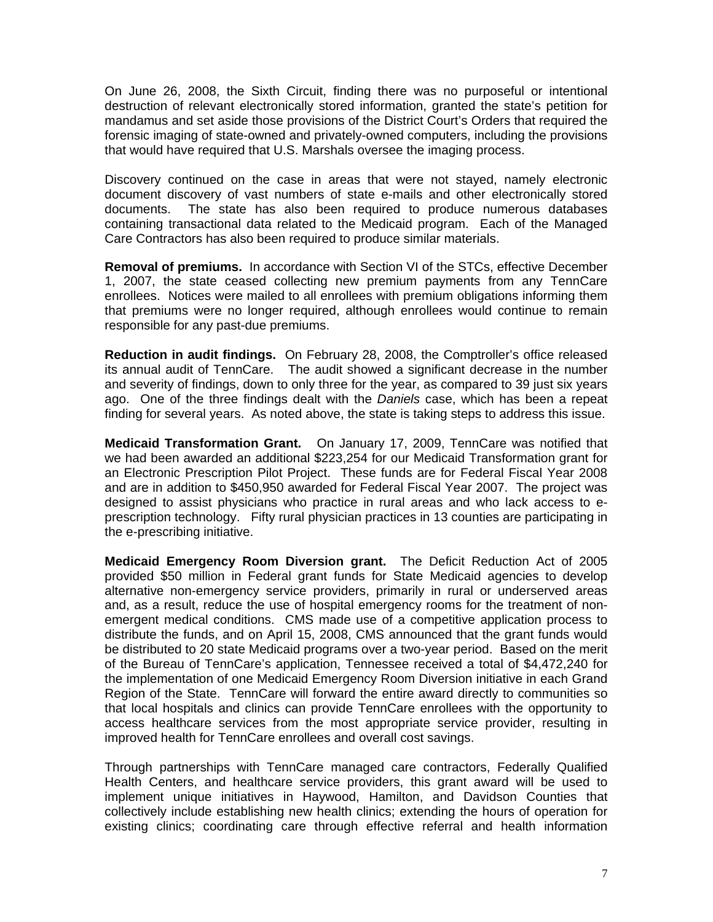On June 26, 2008, the Sixth Circuit, finding there was no purposeful or intentional destruction of relevant electronically stored information, granted the state's petition for mandamus and set aside those provisions of the District Court's Orders that required the forensic imaging of state-owned and privately-owned computers, including the provisions that would have required that U.S. Marshals oversee the imaging process.

Discovery continued on the case in areas that were not stayed, namely electronic document discovery of vast numbers of state e-mails and other electronically stored documents. The state has also been required to produce numerous databases containing transactional data related to the Medicaid program. Each of the Managed Care Contractors has also been required to produce similar materials.

**Removal of premiums.** In accordance with Section VI of the STCs, effective December 1, 2007, the state ceased collecting new premium payments from any TennCare enrollees. Notices were mailed to all enrollees with premium obligations informing them that premiums were no longer required, although enrollees would continue to remain responsible for any past-due premiums.

**Reduction in audit findings.** On February 28, 2008, the Comptroller's office released its annual audit of TennCare. The audit showed a significant decrease in the number and severity of findings, down to only three for the year, as compared to 39 just six years ago. One of the three findings dealt with the *Daniels* case, which has been a repeat finding for several years. As noted above, the state is taking steps to address this issue.

**Medicaid Transformation Grant.** On January 17, 2009, TennCare was notified that we had been awarded an additional $223,254 for our Medicaid Transformation grant for an Electronic Prescription Pilot Project. These funds are for Federal Fiscal Year 2008 and are in addition to $450,950 awarded for Federal Fiscal Year 2007. The project was designed to assist physicians who practice in rural areas and who lack access to e-prescription technology. Fifty rural physician practices in 13 counties are participating in the e-prescribing initiative.

**Medicaid Emergency Room Diversion grant.** The Deficit Reduction Act of 2005 provided $50 million in Federal grant funds for State Medicaid agencies to develop alternative non-emergency service providers, primarily in rural or underserved areas and, as a result, reduce the use of hospital emergency rooms for the treatment of non-emergent medical conditions. CMS made use of a competitive application process to distribute the funds, and on April 15, 2008, CMS announced that the grant funds would be distributed to 20 state Medicaid programs over a two-year period. Based on the merit of the Bureau of TennCare's application, Tennessee received a total of $4,472,240 for the implementation of one Medicaid Emergency Room Diversion initiative in each Grand Region of the State. TennCare will forward the entire award directly to communities so that local hospitals and clinics can provide TennCare enrollees with the opportunity to access healthcare services from the most appropriate service provider, resulting in improved health for TennCare enrollees and overall cost savings.

Through partnerships with TennCare managed care contractors, Federally Qualified Health Centers, and healthcare service providers, this grant award will be used to implement unique initiatives in Haywood, Hamilton, and Davidson Counties that collectively include establishing new health clinics; extending the hours of operation for existing clinics; coordinating care through effective referral and health information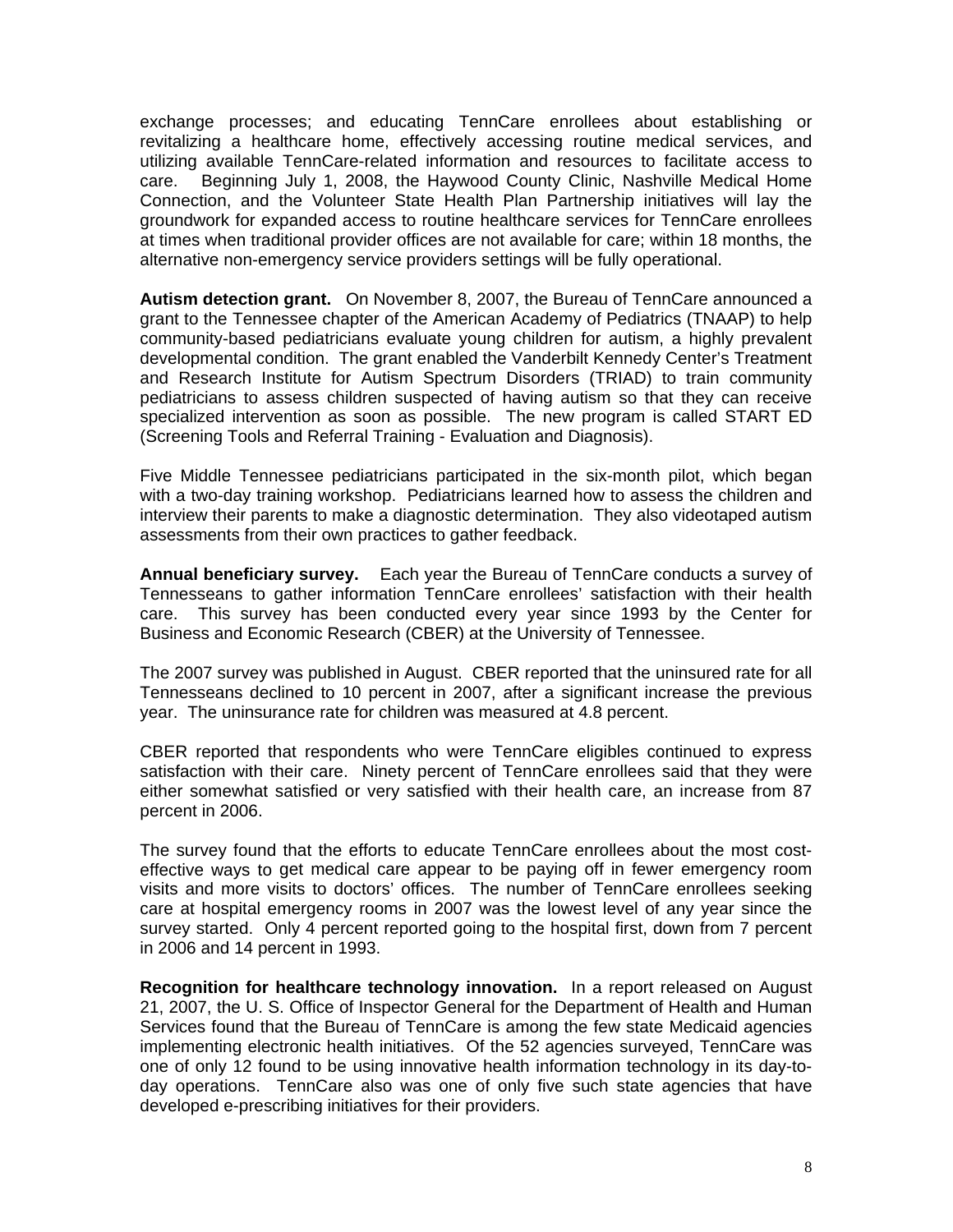exchange processes; and educating TennCare enrollees about establishing or revitalizing a healthcare home, effectively accessing routine medical services, and utilizing available TennCare-related information and resources to facilitate access to care. Beginning July 1, 2008, the Haywood County Clinic, Nashville Medical Home Connection, and the Volunteer State Health Plan Partnership initiatives will lay the groundwork for expanded access to routine healthcare services for TennCare enrollees at times when traditional provider offices are not available for care; within 18 months, the alternative non-emergency service providers settings will be fully operational.

**Autism detection grant.** On November 8, 2007, the Bureau of TennCare announced a grant to the Tennessee chapter of the American Academy of Pediatrics (TNAAP) to help community-based pediatricians evaluate young children for autism, a highly prevalent developmental condition. The grant enabled the Vanderbilt Kennedy Center's Treatment and Research Institute for Autism Spectrum Disorders (TRIAD) to train community pediatricians to assess children suspected of having autism so that they can receive specialized intervention as soon as possible. The new program is called START ED (Screening Tools and Referral Training - Evaluation and Diagnosis).

Five Middle Tennessee pediatricians participated in the six-month pilot, which began with a two-day training workshop. Pediatricians learned how to assess the children and interview their parents to make a diagnostic determination. They also videotaped autism assessments from their own practices to gather feedback.

**Annual beneficiary survey.** Each year the Bureau of TennCare conducts a survey of Tennesseans to gather information TennCare enrollees' satisfaction with their health care. This survey has been conducted every year since 1993 by the Center for Business and Economic Research (CBER) at the University of Tennessee.

The 2007 survey was published in August. CBER reported that the uninsured rate for all Tennesseans declined to 10 percent in 2007, after a significant increase the previous year. The uninsurance rate for children was measured at 4.8 percent.

CBER reported that respondents who were TennCare eligibles continued to express satisfaction with their care. Ninety percent of TennCare enrollees said that they were either somewhat satisfied or very satisfied with their health care, an increase from 87 percent in 2006.

The survey found that the efforts to educate TennCare enrollees about the most cost-effective ways to get medical care appear to be paying off in fewer emergency room visits and more visits to doctors' offices. The number of TennCare enrollees seeking care at hospital emergency rooms in 2007 was the lowest level of any year since the survey started. Only 4 percent reported going to the hospital first, down from 7 percent in 2006 and 14 percent in 1993.

**Recognition for healthcare technology innovation.** In a report released on August 21, 2007, the U. S. Office of Inspector General for the Department of Health and Human Services found that the Bureau of TennCare is among the few state Medicaid agencies implementing electronic health initiatives. Of the 52 agencies surveyed, TennCare was one of only 12 found to be using innovative health information technology in its day-to-day operations. TennCare also was one of only five such state agencies that have developed e-prescribing initiatives for their providers.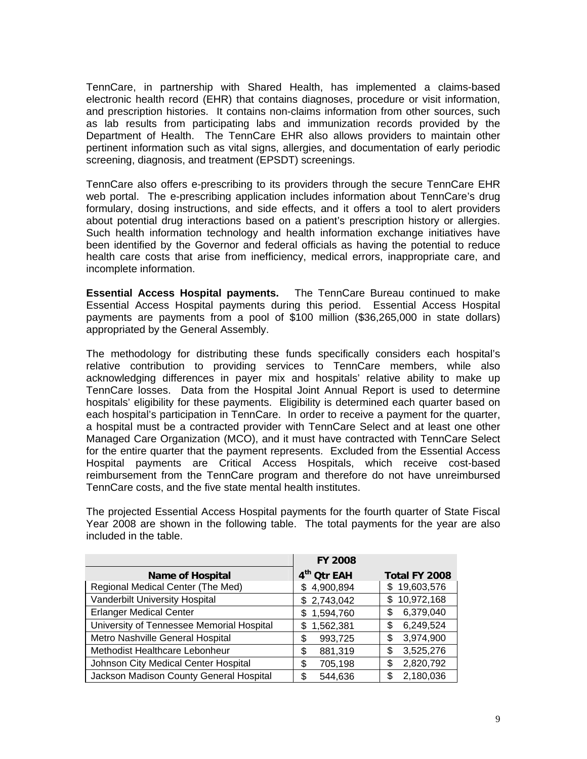TennCare, in partnership with Shared Health, has implemented a claims-based electronic health record (EHR) that contains diagnoses, procedure or visit information, and prescription histories. It contains non-claims information from other sources, such as lab results from participating labs and immunization records provided by the Department of Health. The TennCare EHR also allows providers to maintain other pertinent information such as vital signs, allergies, and documentation of early periodic screening, diagnosis, and treatment (EPSDT) screenings.

TennCare also offers e-prescribing to its providers through the secure TennCare EHR web portal. The e-prescribing application includes information about TennCare's drug formulary, dosing instructions, and side effects, and it offers a tool to alert providers about potential drug interactions based on a patient's prescription history or allergies. Such health information technology and health information exchange initiatives have been identified by the Governor and federal officials as having the potential to reduce health care costs that arise from inefficiency, medical errors, inappropriate care, and incomplete information.

**Essential Access Hospital payments.** The TennCare Bureau continued to make Essential Access Hospital payments during this period. Essential Access Hospital payments are payments from a pool of $100 million ($36,265,000 in state dollars) appropriated by the General Assembly.

The methodology for distributing these funds specifically considers each hospital's relative contribution to providing services to TennCare members, while also acknowledging differences in payer mix and hospitals' relative ability to make up TennCare losses. Data from the Hospital Joint Annual Report is used to determine hospitals' eligibility for these payments. Eligibility is determined each quarter based on each hospital's participation in TennCare. In order to receive a payment for the quarter, a hospital must be a contracted provider with TennCare Select and at least one other Managed Care Organization (MCO), and it must have contracted with TennCare Select for the entire quarter that the payment represents. Excluded from the Essential Access Hospital payments are Critical Access Hospitals, which receive cost-based reimbursement from the TennCare program and therefore do not have unreimbursed TennCare costs, and the five state mental health institutes.

The projected Essential Access Hospital payments for the fourth quarter of State Fiscal Year 2008 are shown in the following table. The total payments for the year are also included in the table.

| Name of Hospital | FY 2008 4th Qtr EAH | Total FY 2008 |
|---|---|---|
| Regional Medical Center (The Med) | $ 4,900,894 | $ 19,603,576 |
| Vanderbilt University Hospital | $ 2,743,042 | $ 10,972,168 |
| Erlanger Medical Center | $ 1,594,760 | $ 6,379,040 |
| University of Tennessee Memorial Hospital | $ 1,562,381 | $ 6,249,524 |
| Metro Nashville General Hospital | $ 993,725 | $ 3,974,900 |
| Methodist Healthcare Lebonheur | $ 881,319 | $ 3,525,276 |
| Johnson City Medical Center Hospital | $ 705,198 | $ 2,820,792 |
| Jackson Madison County General Hospital | $ 544,636 | $ 2,180,036 |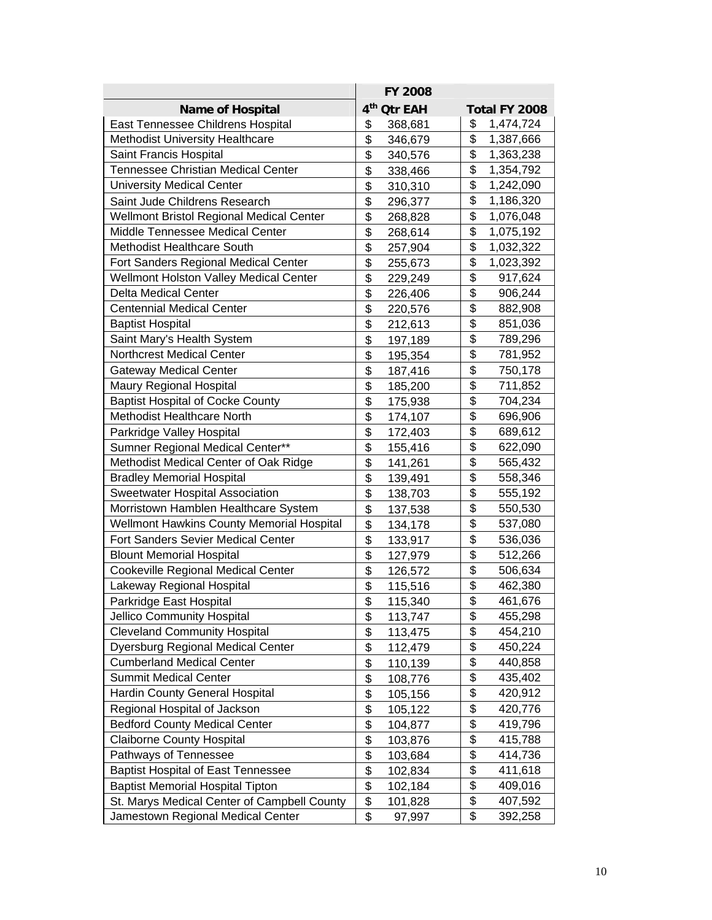| | FY 2008 | |
|---|---|---|
| Name of Hospital | 4th Qtr EAH | Total FY 2008 |
| East Tennessee Childrens Hospital | $ 368,681 | $ 1,474,724 |
| Methodist University Healthcare | $ 346,679 | $ 1,387,666 |
| Saint Francis Hospital | $ 340,576 | $ 1,363,238 |
| Tennessee Christian Medical Center | $ 338,466 | $ 1,354,792 |
| University Medical Center | $ 310,310 | $ 1,242,090 |
| Saint Jude Childrens Research | $ 296,377 | $ 1,186,320 |
| Wellmont Bristol Regional Medical Center | $ 268,828 | $ 1,076,048 |
| Middle Tennessee Medical Center | $ 268,614 | $ 1,075,192 |
| Methodist Healthcare South | $ 257,904 | $ 1,032,322 |
| Fort Sanders Regional Medical Center | $ 255,673 | $ 1,023,392 |
| Wellmont Holston Valley Medical Center | $ 229,249 | $ 917,624 |
| Delta Medical Center | $ 226,406 | $ 906,244 |
| Centennial Medical Center | $ 220,576 | $ 882,908 |
| Baptist Hospital | $ 212,613 | $ 851,036 |
| Saint Mary's Health System | $ 197,189 | $ 789,296 |
| Northcrest Medical Center | $ 195,354 | $ 781,952 |
| Gateway Medical Center | $ 187,416 | $ 750,178 |
| Maury Regional Hospital | $ 185,200 | $ 711,852 |
| Baptist Hospital of Cocke County | $ 175,938 | $ 704,234 |
| Methodist Healthcare North | $ 174,107 | $ 696,906 |
| Parkridge Valley Hospital | $ 172,403 | $ 689,612 |
| Sumner Regional Medical Center** | $ 155,416 | $ 622,090 |
| Methodist Medical Center of Oak Ridge | $ 141,261 | $ 565,432 |
| Bradley Memorial Hospital | $ 139,491 | $ 558,346 |
| Sweetwater Hospital Association | $ 138,703 | $ 555,192 |
| Morristown Hamblen Healthcare System | $ 137,538 | $ 550,530 |
| Wellmont Hawkins County Memorial Hospital | $ 134,178 | $ 537,080 |
| Fort Sanders Sevier Medical Center | $ 133,917 | $ 536,036 |
| Blount Memorial Hospital | $ 127,979 | $ 512,266 |
| Cookeville Regional Medical Center | $ 126,572 | $ 506,634 |
| Lakeway Regional Hospital | $ 115,516 | $ 462,380 |
| Parkridge East Hospital | $ 115,340 | $ 461,676 |
| Jellico Community Hospital | $ 113,747 | $ 455,298 |
| Cleveland Community Hospital | $ 113,475 | $ 454,210 |
| Dyersburg Regional Medical Center | $ 112,479 | $ 450,224 |
| Cumberland Medical Center | $ 110,139 | $ 440,858 |
| Summit Medical Center | $ 108,776 | $ 435,402 |
| Hardin County General Hospital | $ 105,156 | $ 420,912 |
| Regional Hospital of Jackson | $ 105,122 | $ 420,776 |
| Bedford County Medical Center | $ 104,877 | $ 419,796 |
| Claiborne County Hospital | $ 103,876 | $ 415,788 |
| Pathways of Tennessee | $ 103,684 | $ 414,736 |
| Baptist Hospital of East Tennessee | $ 102,834 | $ 411,618 |
| Baptist Memorial Hospital Tipton | $ 102,184 | $ 409,016 |
| St. Marys Medical Center of Campbell County | $ 101,828 | $ 407,592 |
| Jamestown Regional Medical Center | $ 97,997 | $ 392,258 |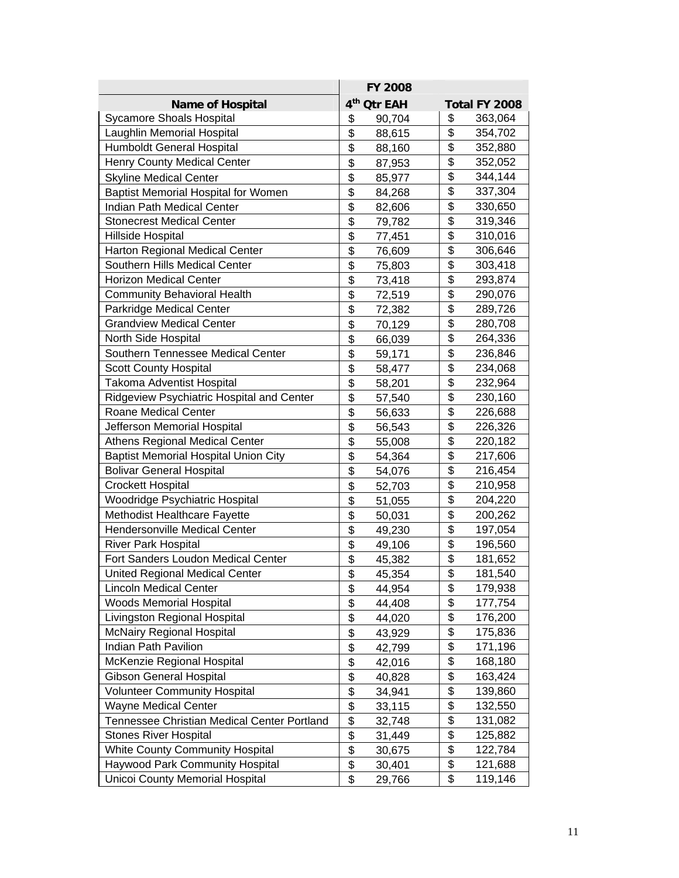| Name of Hospital | FY 2008 4th Qtr EAH | Total FY 2008 |
|---|---|---|
| Sycamore Shoals Hospital | $ 90,704 | $ 363,064 |
| Laughlin Memorial Hospital | $ 88,615 | $ 354,702 |
| Humboldt General Hospital | $ 88,160 | $ 352,880 |
| Henry County Medical Center | $ 87,953 | $ 352,052 |
| Skyline Medical Center | $ 85,977 | $ 344,144 |
| Baptist Memorial Hospital for Women | $ 84,268 | $ 337,304 |
| Indian Path Medical Center | $ 82,606 | $ 330,650 |
| Stonecrest Medical Center | $ 79,782 | $ 319,346 |
| Hillside Hospital | $ 77,451 | $ 310,016 |
| Harton Regional Medical Center | $ 76,609 | $ 306,646 |
| Southern Hills Medical Center | $ 75,803 | $ 303,418 |
| Horizon Medical Center | $ 73,418 | $ 293,874 |
| Community Behavioral Health | $ 72,519 | $ 290,076 |
| Parkridge Medical Center | $ 72,382 | $ 289,726 |
| Grandview Medical Center | $ 70,129 | $ 280,708 |
| North Side Hospital | $ 66,039 | $ 264,336 |
| Southern Tennessee Medical Center | $ 59,171 | $ 236,846 |
| Scott County Hospital | $ 58,477 | $ 234,068 |
| Takoma Adventist Hospital | $ 58,201 | $ 232,964 |
| Ridgeview Psychiatric Hospital and Center | $ 57,540 | $ 230,160 |
| Roane Medical Center | $ 56,633 | $ 226,688 |
| Jefferson Memorial Hospital | $ 56,543 | $ 226,326 |
| Athens Regional Medical Center | $ 55,008 | $ 220,182 |
| Baptist Memorial Hospital Union City | $ 54,364 | $ 217,606 |
| Bolivar General Hospital | $ 54,076 | $ 216,454 |
| Crockett Hospital | $ 52,703 | $ 210,958 |
| Woodridge Psychiatric Hospital | $ 51,055 | $ 204,220 |
| Methodist Healthcare Fayette | $ 50,031 | $ 200,262 |
| Hendersonville Medical Center | $ 49,230 | $ 197,054 |
| River Park Hospital | $ 49,106 | $ 196,560 |
| Fort Sanders Loudon Medical Center | $ 45,382 | $ 181,652 |
| United Regional Medical Center | $ 45,354 | $ 181,540 |
| Lincoln Medical Center | $ 44,954 | $ 179,938 |
| Woods Memorial Hospital | $ 44,408 | $ 177,754 |
| Livingston Regional Hospital | $ 44,020 | $ 176,200 |
| McNairy Regional Hospital | $ 43,929 | $ 175,836 |
| Indian Path Pavilion | $ 42,799 | $ 171,196 |
| McKenzie Regional Hospital | $ 42,016 | $ 168,180 |
| Gibson General Hospital | $ 40,828 | $ 163,424 |
| Volunteer Community Hospital | $ 34,941 | $ 139,860 |
| Wayne Medical Center | $ 33,115 | $ 132,550 |
| Tennessee Christian Medical Center Portland | $ 32,748 | $ 131,082 |
| Stones River Hospital | $ 31,449 | $ 125,882 |
| White County Community Hospital | $ 30,675 | $ 122,784 |
| Haywood Park Community Hospital | $ 30,401 | $ 121,688 |
| Unicoi County Memorial Hospital | $ 29,766 | $ 119,146 |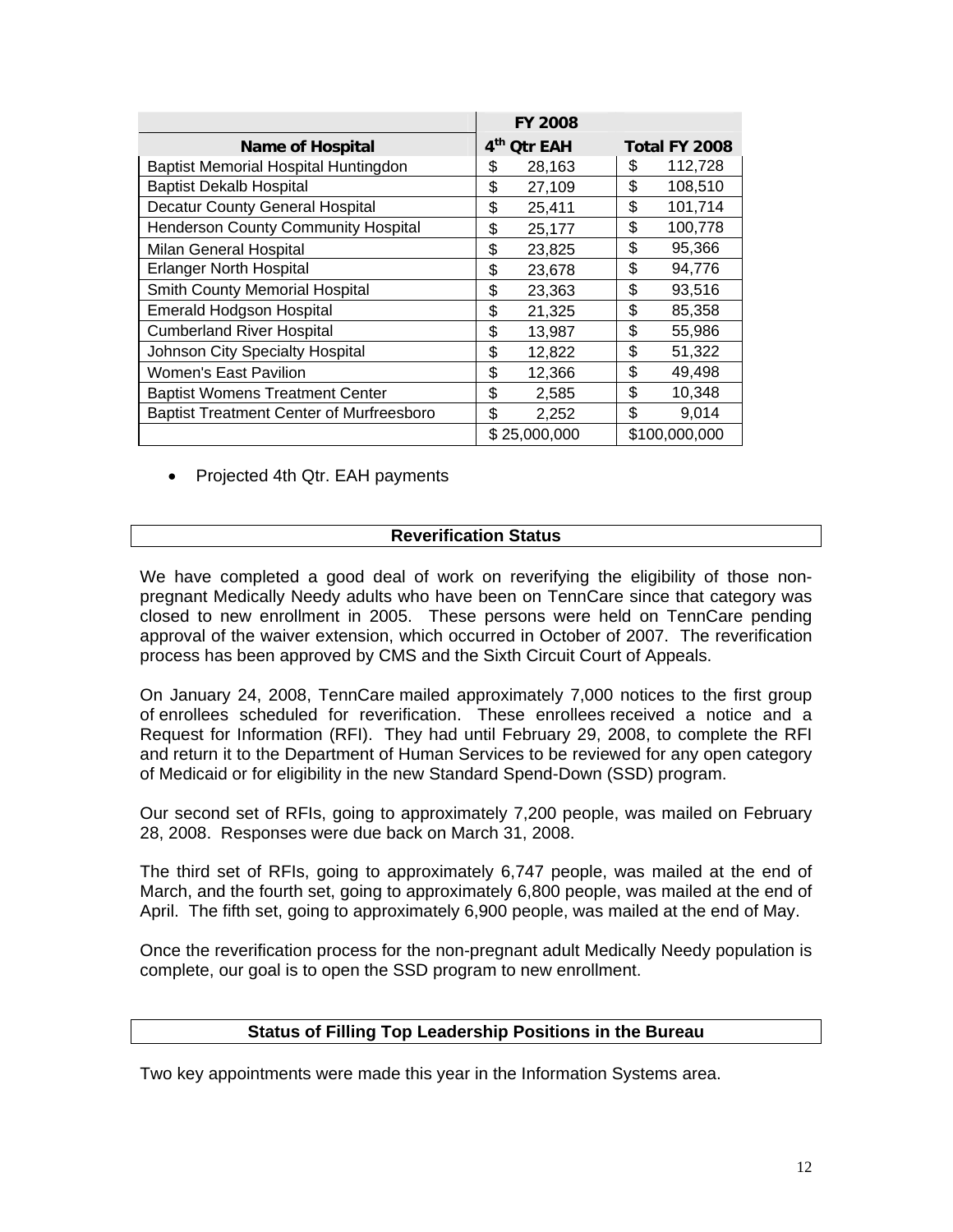| | FY 2008 | |
|---|---|---|
| **Name of Hospital** | **4th Qtr EAH** | **Total FY 2008** |
| Baptist Memorial Hospital Huntingdon | $ 28,163 | $ 112,728 |
| Baptist Dekalb Hospital | $ 27,109 | $ 108,510 |
| Decatur County General Hospital | $ 25,411 | $ 101,714 |
| Henderson County Community Hospital | $ 25,177 | $ 100,778 |
| Milan General Hospital | $ 23,825 | $ 95,366 |
| Erlanger North Hospital | $ 23,678 | $ 94,776 |
| Smith County Memorial Hospital | $ 23,363 | $ 93,516 |
| Emerald Hodgson Hospital | $ 21,325 | $ 85,358 |
| Cumberland River Hospital | $ 13,987 | $ 55,986 |
| Johnson City Specialty Hospital | $ 12,822 | $ 51,322 |
| Women's East Pavilion | $ 12,366 | $ 49,498 |
| Baptist Womens Treatment Center | $ 2,585 | $ 10,348 |
| Baptist Treatment Center of Murfreesboro | $ 2,252 | $ 9,014 |
| | $ 25,000,000 | $100,000,000 |

- Projected 4th Qtr. EAH payments

## Reverification Status

We have completed a good deal of work on reverifying the eligibility of those non-pregnant Medically Needy adults who have been on TennCare since that category was closed to new enrollment in 2005. These persons were held on TennCare pending approval of the waiver extension, which occurred in October of 2007. The reverification process has been approved by CMS and the Sixth Circuit Court of Appeals.

On January 24, 2008, TennCare mailed approximately 7,000 notices to the first group of enrollees scheduled for reverification. These enrollees received a notice and a Request for Information (RFI). They had until February 29, 2008, to complete the RFI and return it to the Department of Human Services to be reviewed for any open category of Medicaid or for eligibility in the new Standard Spend-Down (SSD) program.

Our second set of RFIs, going to approximately 7,200 people, was mailed on February 28, 2008. Responses were due back on March 31, 2008.

The third set of RFIs, going to approximately 6,747 people, was mailed at the end of March, and the fourth set, going to approximately 6,800 people, was mailed at the end of April. The fifth set, going to approximately 6,900 people, was mailed at the end of May.

Once the reverification process for the non-pregnant adult Medically Needy population is complete, our goal is to open the SSD program to new enrollment.

## Status of Filling Top Leadership Positions in the Bureau

Two key appointments were made this year in the Information Systems area.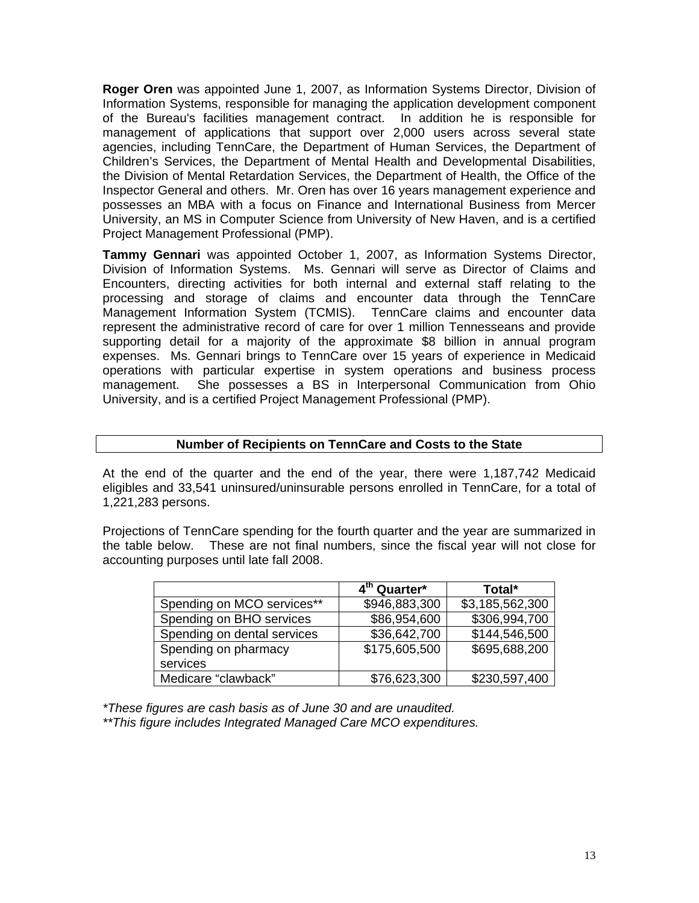**Roger Oren** was appointed June 1, 2007, as Information Systems Director, Division of Information Systems, responsible for managing the application development component of the Bureau's facilities management contract. In addition he is responsible for management of applications that support over 2,000 users across several state agencies, including TennCare, the Department of Human Services, the Department of Children's Services, the Department of Mental Health and Developmental Disabilities, the Division of Mental Retardation Services, the Department of Health, the Office of the Inspector General and others. Mr. Oren has over 16 years management experience and possesses an MBA with a focus on Finance and International Business from Mercer University, an MS in Computer Science from University of New Haven, and is a certified Project Management Professional (PMP).

**Tammy Gennari** was appointed October 1, 2007, as Information Systems Director, Division of Information Systems. Ms. Gennari will serve as Director of Claims and Encounters, directing activities for both internal and external staff relating to the processing and storage of claims and encounter data through the TennCare Management Information System (TCMIS). TennCare claims and encounter data represent the administrative record of care for over 1 million Tennesseans and provide supporting detail for a majority of the approximate $8 billion in annual program expenses. Ms. Gennari brings to TennCare over 15 years of experience in Medicaid operations with particular expertise in system operations and business process management. She possesses a BS in Interpersonal Communication from Ohio University, and is a certified Project Management Professional (PMP).

## Number of Recipients on TennCare and Costs to the State

At the end of the quarter and the end of the year, there were 1,187,742 Medicaid eligibles and 33,541 uninsured/uninsurable persons enrolled in TennCare, for a total of 1,221,283 persons.

Projections of TennCare spending for the fourth quarter and the year are summarized in the table below. These are not final numbers, since the fiscal year will not close for accounting purposes until late fall 2008.

| | 4th Quarter* | Total* |
|---|---|---|
| Spending on MCO services** | $946,883,300 | $3,185,562,300 |
| Spending on BHO services | $86,954,600 | $306,994,700 |
| Spending on dental services | $36,642,700 | $144,546,500 |
| Spending on pharmacy services | $175,605,500 | $695,688,200 |
| Medicare "clawback" | $76,623,300 | $230,597,400 |

*\*These figures are cash basis as of June 30 and are unaudited.*
*\*\*This figure includes Integrated Managed Care MCO expenditures.*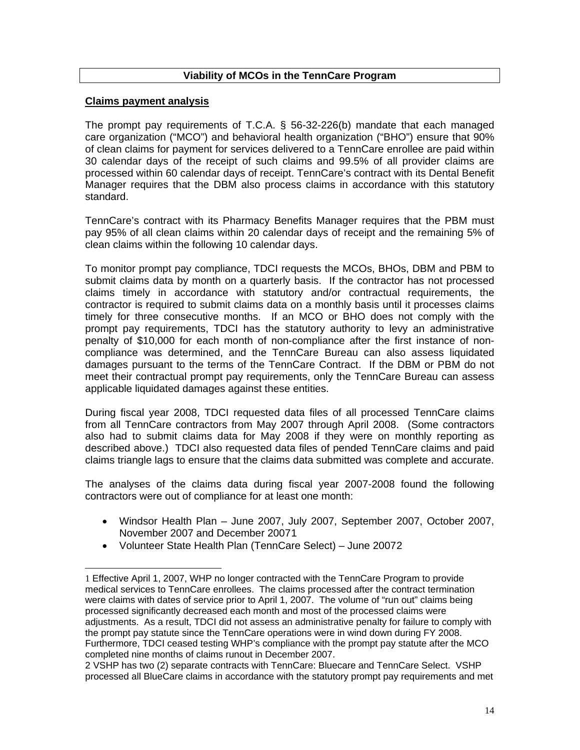## Viability of MCOs in the TennCare Program

### Claims payment analysis

The prompt pay requirements of T.C.A. § 56-32-226(b) mandate that each managed care organization ("MCO") and behavioral health organization ("BHO") ensure that 90% of clean claims for payment for services delivered to a TennCare enrollee are paid within 30 calendar days of the receipt of such claims and 99.5% of all provider claims are processed within 60 calendar days of receipt. TennCare's contract with its Dental Benefit Manager requires that the DBM also process claims in accordance with this statutory standard.

TennCare's contract with its Pharmacy Benefits Manager requires that the PBM must pay 95% of all clean claims within 20 calendar days of receipt and the remaining 5% of clean claims within the following 10 calendar days.

To monitor prompt pay compliance, TDCI requests the MCOs, BHOs, DBM and PBM to submit claims data by month on a quarterly basis. If the contractor has not processed claims timely in accordance with statutory and/or contractual requirements, the contractor is required to submit claims data on a monthly basis until it processes claims timely for three consecutive months. If an MCO or BHO does not comply with the prompt pay requirements, TDCI has the statutory authority to levy an administrative penalty of $10,000 for each month of non-compliance after the first instance of non-compliance was determined, and the TennCare Bureau can also assess liquidated damages pursuant to the terms of the TennCare Contract. If the DBM or PBM do not meet their contractual prompt pay requirements, only the TennCare Bureau can assess applicable liquidated damages against these entities.

During fiscal year 2008, TDCI requested data files of all processed TennCare claims from all TennCare contractors from May 2007 through April 2008. (Some contractors also had to submit claims data for May 2008 if they were on monthly reporting as described above.) TDCI also requested data files of pended TennCare claims and paid claims triangle lags to ensure that the claims data submitted was complete and accurate.

The analyses of the claims data during fiscal year 2007-2008 found the following contractors were out of compliance for at least one month:

- Windsor Health Plan – June 2007, July 2007, September 2007, October 2007, November 2007 and December 2007[1]
- Volunteer State Health Plan (TennCare Select) – June 2007[2]

---

[1] Effective April 1, 2007, WHP no longer contracted with the TennCare Program to provide medical services to TennCare enrollees. The claims processed after the contract termination were claims with dates of service prior to April 1, 2007. The volume of "run out" claims being processed significantly decreased each month and most of the processed claims were adjustments. As a result, TDCI did not assess an administrative penalty for failure to comply with the prompt pay statute since the TennCare operations were in wind down during FY 2008. Furthermore, TDCI ceased testing WHP's compliance with the prompt pay statute after the MCO completed nine months of claims runout in December 2007.

[2] VSHP has two (2) separate contracts with TennCare: Bluecare and TennCare Select. VSHP processed all BlueCare claims in accordance with the statutory prompt pay requirements and met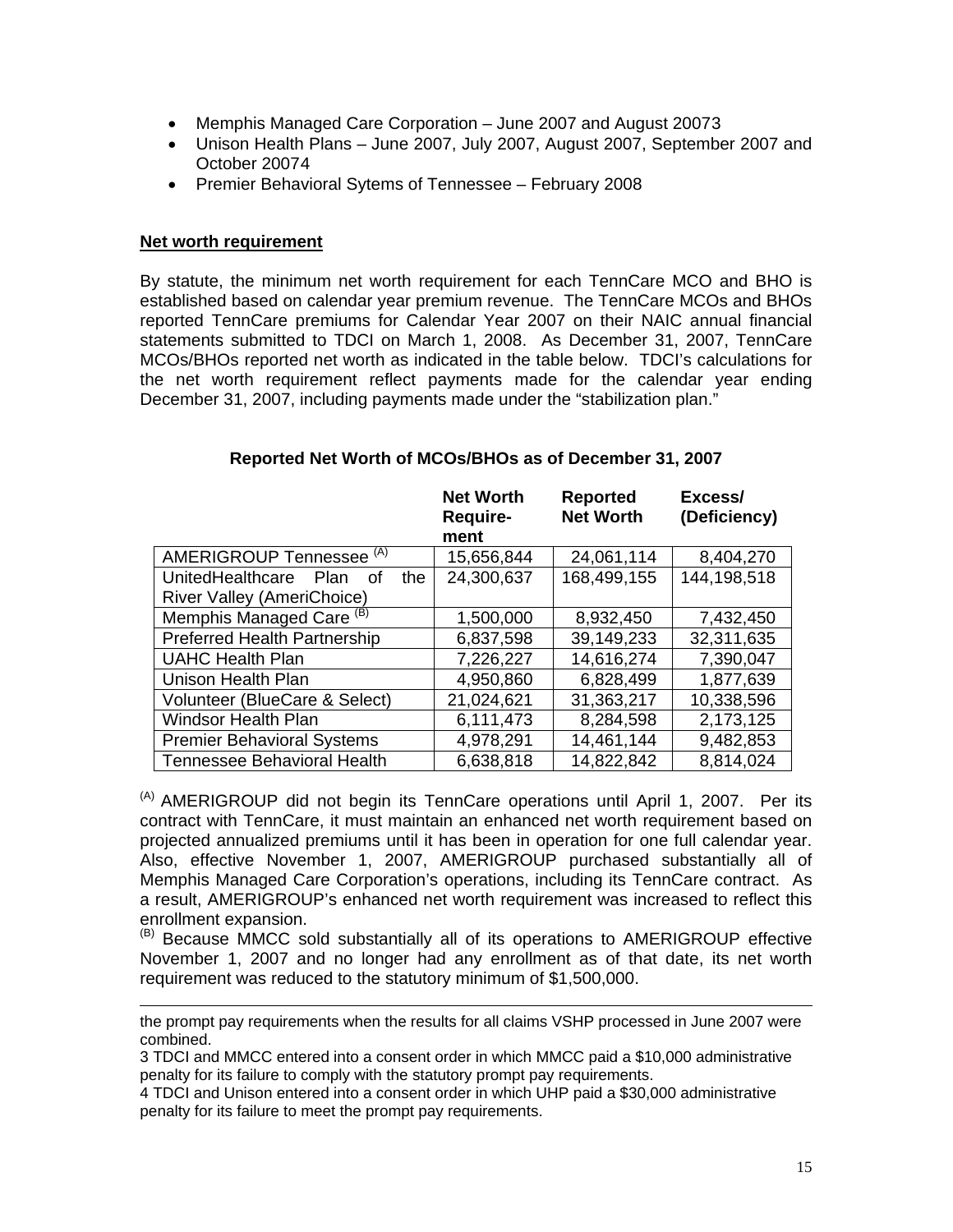- Memphis Managed Care Corporation – June 2007 and August 2007[3]
- Unison Health Plans – June 2007, July 2007, August 2007, September 2007 and October 2007[4]
- Premier Behavioral Sytems of Tennessee – February 2008

**Net worth requirement**

By statute, the minimum net worth requirement for each TennCare MCO and BHO is established based on calendar year premium revenue. The TennCare MCOs and BHOs reported TennCare premiums for Calendar Year 2007 on their NAIC annual financial statements submitted to TDCI on March 1, 2008. As December 31, 2007, TennCare MCOs/BHOs reported net worth as indicated in the table below. TDCI's calculations for the net worth requirement reflect payments made for the calendar year ending December 31, 2007, including payments made under the "stabilization plan."

**Reported Net Worth of MCOs/BHOs as of December 31, 2007**

| | Net Worth Require-ment | Reported Net Worth | Excess/ (Deficiency) |
|---|---|---|---|
| AMERIGROUP Tennessee [(A)] | 15,656,844 | 24,061,114 | 8,404,270 |
| UnitedHealthcare Plan of the River Valley (AmeriChoice) | 24,300,637 | 168,499,155 | 144,198,518 |
| Memphis Managed Care [(B)] | 1,500,000 | 8,932,450 | 7,432,450 |
| Preferred Health Partnership | 6,837,598 | 39,149,233 | 32,311,635 |
| UAHC Health Plan | 7,226,227 | 14,616,274 | 7,390,047 |
| Unison Health Plan | 4,950,860 | 6,828,499 | 1,877,639 |
| Volunteer (BlueCare & Select) | 21,024,621 | 31,363,217 | 10,338,596 |
| Windsor Health Plan | 6,111,473 | 8,284,598 | 2,173,125 |
| Premier Behavioral Systems | 4,978,291 | 14,461,144 | 9,482,853 |
| Tennessee Behavioral Health | 6,638,818 | 14,822,842 | 8,814,024 |

[(A)] AMERIGROUP did not begin its TennCare operations until April 1, 2007. Per its contract with TennCare, it must maintain an enhanced net worth requirement based on projected annualized premiums until it has been in operation for one full calendar year. Also, effective November 1, 2007, AMERIGROUP purchased substantially all of Memphis Managed Care Corporation's operations, including its TennCare contract. As a result, AMERIGROUP's enhanced net worth requirement was increased to reflect this enrollment expansion.

[(B)] Because MMCC sold substantially all of its operations to AMERIGROUP effective November 1, 2007 and no longer had any enrollment as of that date, its net worth requirement was reduced to the statutory minimum of $1,500,000.

---

the prompt pay requirements when the results for all claims VSHP processed in June 2007 were combined.

3 TDCI and MMCC entered into a consent order in which MMCC paid a $10,000 administrative penalty for its failure to comply with the statutory prompt pay requirements.

4 TDCI and Unison entered into a consent order in which UHP paid a $30,000 administrative penalty for its failure to meet the prompt pay requirements.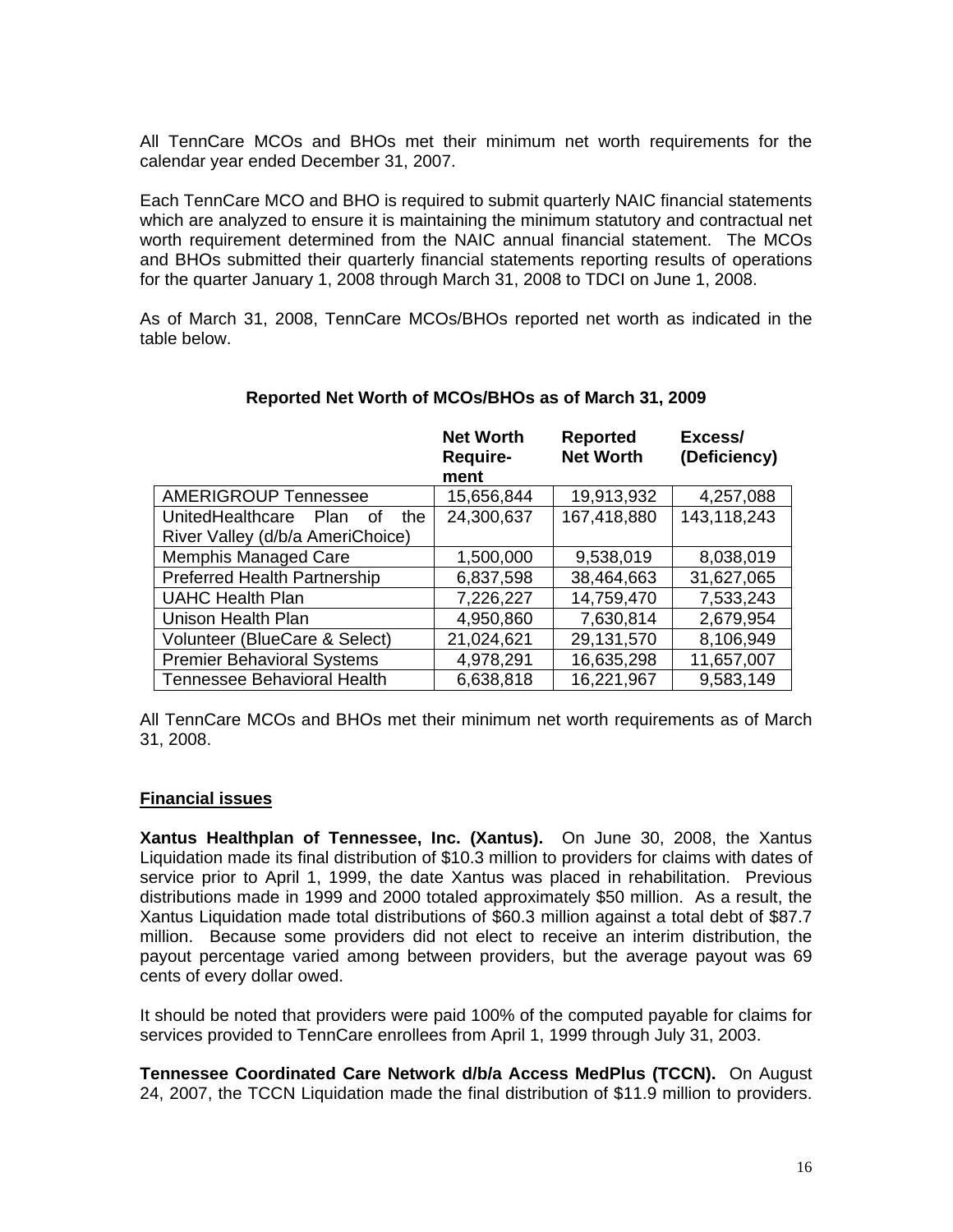All TennCare MCOs and BHOs met their minimum net worth requirements for the calendar year ended December 31, 2007.

Each TennCare MCO and BHO is required to submit quarterly NAIC financial statements which are analyzed to ensure it is maintaining the minimum statutory and contractual net worth requirement determined from the NAIC annual financial statement. The MCOs and BHOs submitted their quarterly financial statements reporting results of operations for the quarter January 1, 2008 through March 31, 2008 to TDCI on June 1, 2008.

As of March 31, 2008, TennCare MCOs/BHOs reported net worth as indicated in the table below.

**Reported Net Worth of MCOs/BHOs as of March 31, 2009**

| | Net Worth Require-ment | Reported Net Worth | Excess/ (Deficiency) |
|---|---|---|---|
| AMERIGROUP Tennessee | 15,656,844 | 19,913,932 | 4,257,088 |
| UnitedHealthcare Plan of the River Valley (d/b/a AmeriChoice) | 24,300,637 | 167,418,880 | 143,118,243 |
| Memphis Managed Care | 1,500,000 | 9,538,019 | 8,038,019 |
| Preferred Health Partnership | 6,837,598 | 38,464,663 | 31,627,065 |
| UAHC Health Plan | 7,226,227 | 14,759,470 | 7,533,243 |
| Unison Health Plan | 4,950,860 | 7,630,814 | 2,679,954 |
| Volunteer (BlueCare & Select) | 21,024,621 | 29,131,570 | 8,106,949 |
| Premier Behavioral Systems | 4,978,291 | 16,635,298 | 11,657,007 |
| Tennessee Behavioral Health | 6,638,818 | 16,221,967 | 9,583,149 |

All TennCare MCOs and BHOs met their minimum net worth requirements as of March 31, 2008.

## Financial issues

**Xantus Healthplan of Tennessee, Inc. (Xantus).** On June 30, 2008, the Xantus Liquidation made its final distribution of $10.3 million to providers for claims with dates of service prior to April 1, 1999, the date Xantus was placed in rehabilitation. Previous distributions made in 1999 and 2000 totaled approximately $50 million. As a result, the Xantus Liquidation made total distributions of $60.3 million against a total debt of $87.7 million. Because some providers did not elect to receive an interim distribution, the payout percentage varied among between providers, but the average payout was 69 cents of every dollar owed.

It should be noted that providers were paid 100% of the computed payable for claims for services provided to TennCare enrollees from April 1, 1999 through July 31, 2003.

**Tennessee Coordinated Care Network d/b/a Access MedPlus (TCCN).** On August 24, 2007, the TCCN Liquidation made the final distribution of $11.9 million to providers.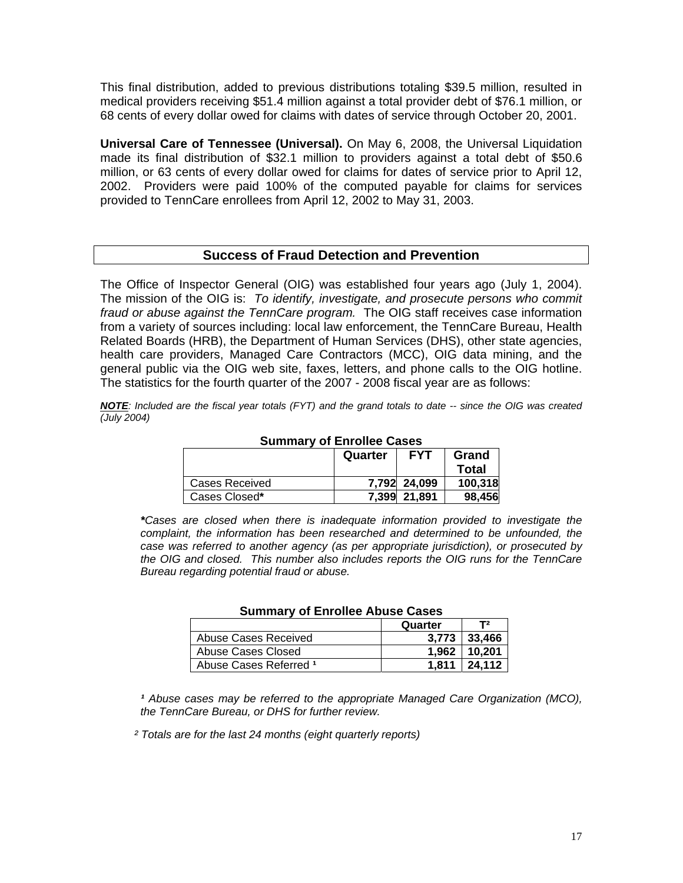This final distribution, added to previous distributions totaling $39.5 million, resulted in medical providers receiving $51.4 million against a total provider debt of $76.1 million, or 68 cents of every dollar owed for claims with dates of service through October 20, 2001.

**Universal Care of Tennessee (Universal).** On May 6, 2008, the Universal Liquidation made its final distribution of $32.1 million to providers against a total debt of $50.6 million, or 63 cents of every dollar owed for claims for dates of service prior to April 12, 2002. Providers were paid 100% of the computed payable for claims for services provided to TennCare enrollees from April 12, 2002 to May 31, 2003.

## Success of Fraud Detection and Prevention

The Office of Inspector General (OIG) was established four years ago (July 1, 2004). The mission of the OIG is: *To identify, investigate, and prosecute persons who commit fraud or abuse against the TennCare program.* The OIG staff receives case information from a variety of sources including: local law enforcement, the TennCare Bureau, Health Related Boards (HRB), the Department of Human Services (DHS), other state agencies, health care providers, Managed Care Contractors (MCC), OIG data mining, and the general public via the OIG web site, faxes, letters, and phone calls to the OIG hotline. The statistics for the fourth quarter of the 2007 - 2008 fiscal year are as follows:

***NOTE***: *Included are the fiscal year totals (FYT) and the grand totals to date -- since the OIG was created (July 2004)*

**Summary of Enrollee Cases**

| | Quarter | FYT | Grand Total |
|---|---|---|---|
| Cases Received | 7,792 | 24,099 | 100,318 |
| Cases Closed* | 7,399 | 21,891 | 98,456 |

****Cases are closed when there is inadequate information provided to investigate the complaint, the information has been researched and determined to be unfounded, the case was referred to another agency (as per appropriate jurisdiction), or prosecuted by the OIG and closed. This number also includes reports the OIG runs for the TennCare Bureau regarding potential fraud or abuse.*

**Summary of Enrollee Abuse Cases**

| | Quarter | T[2] |
|---|---|---|
| Abuse Cases Received | 3,773 | 33,466 |
| Abuse Cases Closed | 1,962 | 10,201 |
| Abuse Cases Referred [1] | 1,811 | 24,112 |

*[1] Abuse cases may be referred to the appropriate Managed Care Organization (MCO), the TennCare Bureau, or DHS for further review.*

*[2] Totals are for the last 24 months (eight quarterly reports)*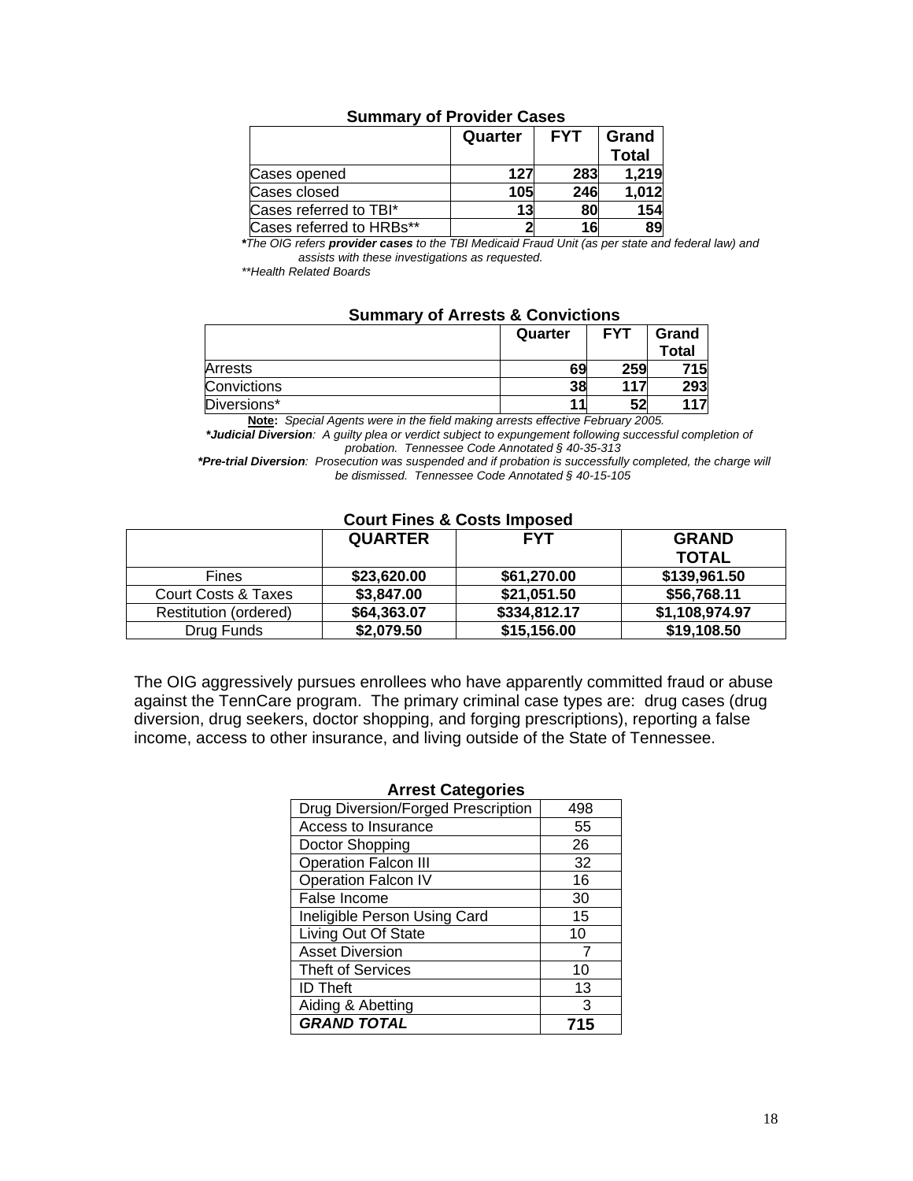**Summary of Provider Cases**

| | Quarter | FYT | Grand Total |
|---|---|---|---|
| Cases opened | 127 | 283 | 1,219 |
| Cases closed | 105 | 246 | 1,012 |
| Cases referred to TBI* | 13 | 80 | 154 |
| Cases referred to HRBs** | 2 | 16 | 89 |

*\*The OIG refers **provider cases** to the TBI Medicaid Fraud Unit (as per state and federal law) and assists with these investigations as requested.*

*\*\*Health Related Boards*

**Summary of Arrests & Convictions**

| | Quarter | FYT | Grand Total |
|---|---|---|---|
| Arrests | 69 | 259 | 715 |
| Convictions | 38 | 117 | 293 |
| Diversions* | 11 | 52 | 117 |

**Note:** *Special Agents were in the field making arrests effective February 2005.*

***Judicial Diversion**: A guilty plea or verdict subject to expungement following successful completion of probation. Tennessee Code Annotated § 40-35-313*

***Pre-trial Diversion**: Prosecution was suspended and if probation is successfully completed, the charge will be dismissed. Tennessee Code Annotated § 40-15-105*

**Court Fines & Costs Imposed**

| | QUARTER | FYT | GRAND TOTAL |
|---|---|---|---|
| Fines | $23,620.00 | $61,270.00 | $139,961.50 |
| Court Costs & Taxes | $3,847.00 | $21,051.50 | $56,768.11 |
| Restitution (ordered) | $64,363.07 | $334,812.17 | $1,108,974.97 |
| Drug Funds | $2,079.50 | $15,156.00 | $19,108.50 |

The OIG aggressively pursues enrollees who have apparently committed fraud or abuse against the TennCare program. The primary criminal case types are: drug cases (drug diversion, drug seekers, doctor shopping, and forging prescriptions), reporting a false income, access to other insurance, and living outside of the State of Tennessee.

**Arrest Categories**

| Category | Count |
|---|---|
| Drug Diversion/Forged Prescription | 498 |
| Access to Insurance | 55 |
| Doctor Shopping | 26 |
| Operation Falcon III | 32 |
| Operation Falcon IV | 16 |
| False Income | 30 |
| Ineligible Person Using Card | 15 |
| Living Out Of State | 10 |
| Asset Diversion | 7 |
| Theft of Services | 10 |
| ID Theft | 13 |
| Aiding & Abetting | 3 |
| ***GRAND TOTAL*** | **715** |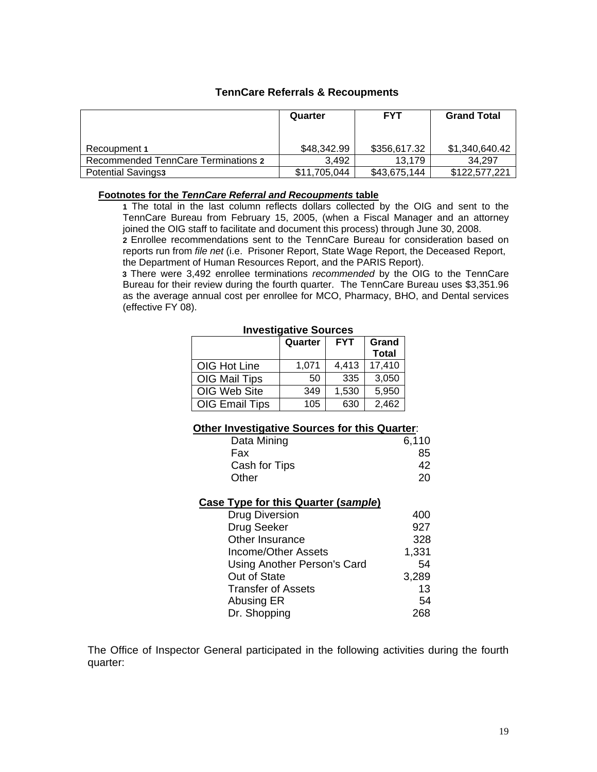## TennCare Referrals & Recoupments

| | Quarter | FYT | Grand Total |
|---|---|---|---|
| Recoupment [1] | $48,342.99 | $356,617.32 | $1,340,640.42 |
| Recommended TennCare Terminations [2] | 3,492 | 13,179 | 34,297 |
| Potential Savings[3] | $11,705,044 | $43,675,144 | $122,577,221 |

**Footnotes for the *TennCare Referral and Recoupments* table**

[1] The total in the last column reflects dollars collected by the OIG and sent to the TennCare Bureau from February 15, 2005, (when a Fiscal Manager and an attorney joined the OIG staff to facilitate and document this process) through June 30, 2008.

[2] Enrollee recommendations sent to the TennCare Bureau for consideration based on reports run from *file net* (i.e. Prisoner Report, State Wage Report, the Deceased Report, the Department of Human Resources Report, and the PARIS Report).

[3] There were 3,492 enrollee terminations *recommended* by the OIG to the TennCare Bureau for their review during the fourth quarter. The TennCare Bureau uses $3,351.96 as the average annual cost per enrollee for MCO, Pharmacy, BHO, and Dental services (effective FY 08).

**Investigative Sources**

| | Quarter | FYT | Grand Total |
|---|---|---|---|
| OIG Hot Line | 1,071 | 4,413 | 17,410 |
| OIG Mail Tips | 50 | 335 | 3,050 |
| OIG Web Site | 349 | 1,530 | 5,950 |
| OIG Email Tips | 105 | 630 | 2,462 |

**Other Investigative Sources for this Quarter**:

| | |
|---|---|
| Data Mining | 6,110 |
| Fax | 85 |
| Cash for Tips | 42 |
| Other | 20 |

**Case Type for this Quarter (*sample*)**

| | |
|---|---|
| Drug Diversion | 400 |
| Drug Seeker | 927 |
| Other Insurance | 328 |
| Income/Other Assets | 1,331 |
| Using Another Person's Card | 54 |
| Out of State | 3,289 |
| Transfer of Assets | 13 |
| Abusing ER | 54 |
| Dr. Shopping | 268 |

The Office of Inspector General participated in the following activities during the fourth quarter: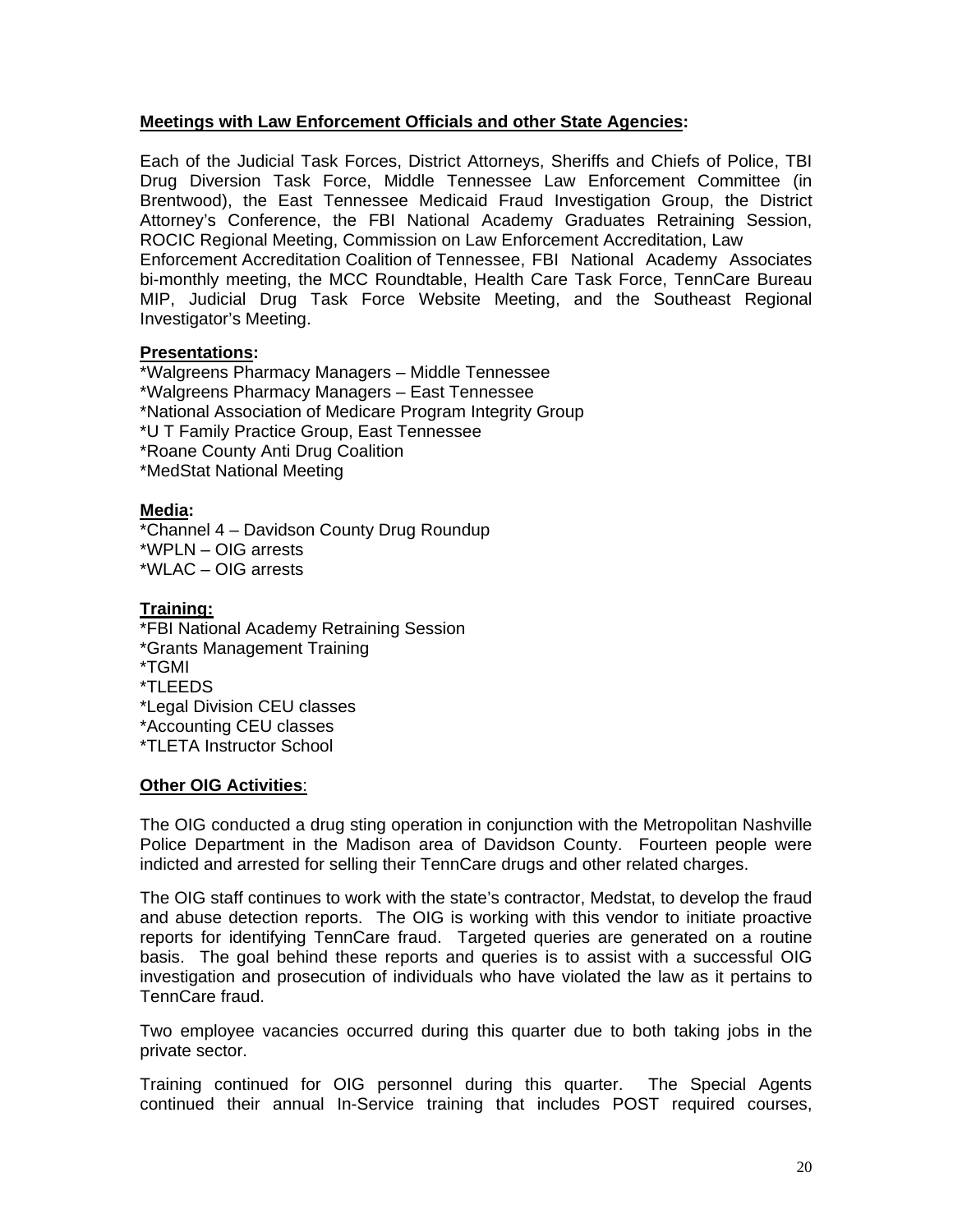**Meetings with Law Enforcement Officials and other State Agencies:**

Each of the Judicial Task Forces, District Attorneys, Sheriffs and Chiefs of Police, TBI Drug Diversion Task Force, Middle Tennessee Law Enforcement Committee (in Brentwood), the East Tennessee Medicaid Fraud Investigation Group, the District Attorney's Conference, the FBI National Academy Graduates Retraining Session, ROCIC Regional Meeting, Commission on Law Enforcement Accreditation, Law Enforcement Accreditation Coalition of Tennessee, FBI National Academy Associates bi-monthly meeting, the MCC Roundtable, Health Care Task Force, TennCare Bureau MIP, Judicial Drug Task Force Website Meeting, and the Southeast Regional Investigator's Meeting.

**Presentations:**

*Walgreens Pharmacy Managers – Middle Tennessee
*Walgreens Pharmacy Managers – East Tennessee
*National Association of Medicare Program Integrity Group
*U T Family Practice Group, East Tennessee
*Roane County Anti Drug Coalition
*MedStat National Meeting

**Media:**

*Channel 4 – Davidson County Drug Roundup
*WPLN – OIG arrests
*WLAC – OIG arrests

**Training:**

*FBI National Academy Retraining Session
*Grants Management Training
*TGMI
*TLEEDS
*Legal Division CEU classes
*Accounting CEU classes
*TLETA Instructor School

**Other OIG Activities**:

The OIG conducted a drug sting operation in conjunction with the Metropolitan Nashville Police Department in the Madison area of Davidson County. Fourteen people were indicted and arrested for selling their TennCare drugs and other related charges.

The OIG staff continues to work with the state's contractor, Medstat, to develop the fraud and abuse detection reports. The OIG is working with this vendor to initiate proactive reports for identifying TennCare fraud. Targeted queries are generated on a routine basis. The goal behind these reports and queries is to assist with a successful OIG investigation and prosecution of individuals who have violated the law as it pertains to TennCare fraud.

Two employee vacancies occurred during this quarter due to both taking jobs in the private sector.

Training continued for OIG personnel during this quarter. The Special Agents continued their annual In-Service training that includes POST required courses,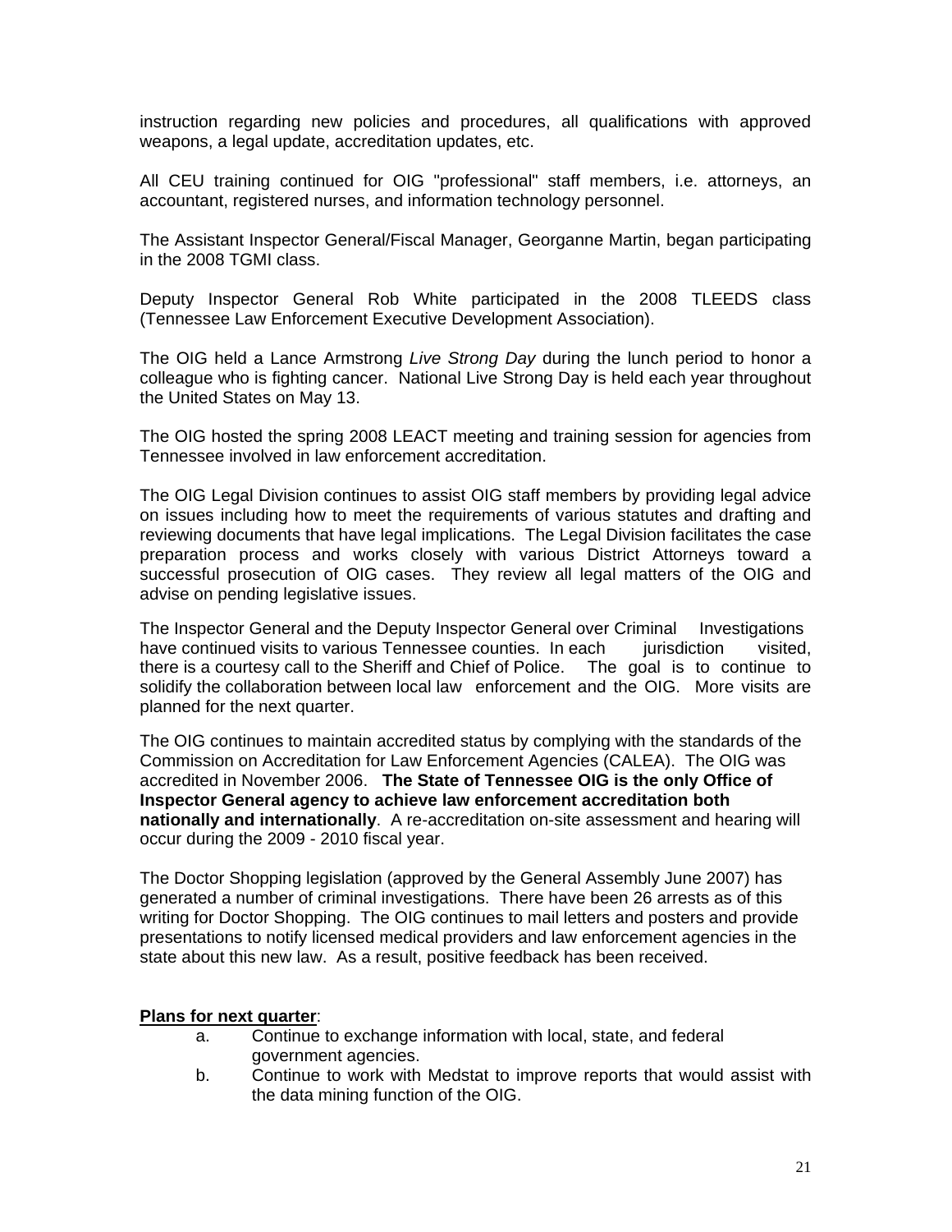instruction regarding new policies and procedures, all qualifications with approved weapons, a legal update, accreditation updates, etc.

All CEU training continued for OIG "professional" staff members, i.e. attorneys, an accountant, registered nurses, and information technology personnel.

The Assistant Inspector General/Fiscal Manager, Georganne Martin, began participating in the 2008 TGMI class.

Deputy Inspector General Rob White participated in the 2008 TLEEDS class (Tennessee Law Enforcement Executive Development Association).

The OIG held a Lance Armstrong *Live Strong Day* during the lunch period to honor a colleague who is fighting cancer. National Live Strong Day is held each year throughout the United States on May 13.

The OIG hosted the spring 2008 LEACT meeting and training session for agencies from Tennessee involved in law enforcement accreditation.

The OIG Legal Division continues to assist OIG staff members by providing legal advice on issues including how to meet the requirements of various statutes and drafting and reviewing documents that have legal implications. The Legal Division facilitates the case preparation process and works closely with various District Attorneys toward a successful prosecution of OIG cases. They review all legal matters of the OIG and advise on pending legislative issues.

The Inspector General and the Deputy Inspector General over Criminal Investigations have continued visits to various Tennessee counties. In each jurisdiction visited, there is a courtesy call to the Sheriff and Chief of Police. The goal is to continue to solidify the collaboration between local law enforcement and the OIG. More visits are planned for the next quarter.

The OIG continues to maintain accredited status by complying with the standards of the Commission on Accreditation for Law Enforcement Agencies (CALEA). The OIG was accredited in November 2006. **The State of Tennessee OIG is the only Office of Inspector General agency to achieve law enforcement accreditation both nationally and internationally**. A re-accreditation on-site assessment and hearing will occur during the 2009 - 2010 fiscal year.

The Doctor Shopping legislation (approved by the General Assembly June 2007) has generated a number of criminal investigations. There have been 26 arrests as of this writing for Doctor Shopping. The OIG continues to mail letters and posters and provide presentations to notify licensed medical providers and law enforcement agencies in the state about this new law. As a result, positive feedback has been received.

**Plans for next quarter**:

a. Continue to exchange information with local, state, and federal government agencies.

b. Continue to work with Medstat to improve reports that would assist with the data mining function of the OIG.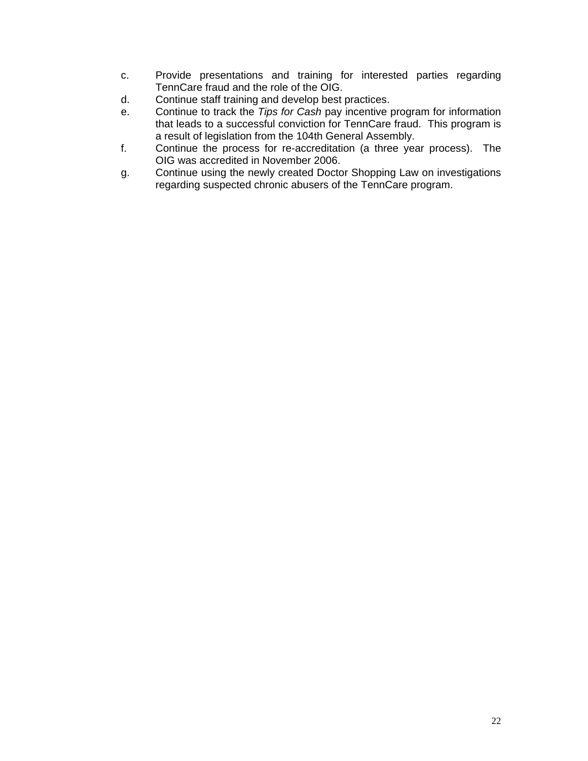c. Provide presentations and training for interested parties regarding TennCare fraud and the role of the OIG.
d. Continue staff training and develop best practices.
e. Continue to track the *Tips for Cash* pay incentive program for information that leads to a successful conviction for TennCare fraud. This program is a result of legislation from the 104th General Assembly.
f. Continue the process for re-accreditation (a three year process). The OIG was accredited in November 2006.
g. Continue using the newly created Doctor Shopping Law on investigations regarding suspected chronic abusers of the TennCare program.